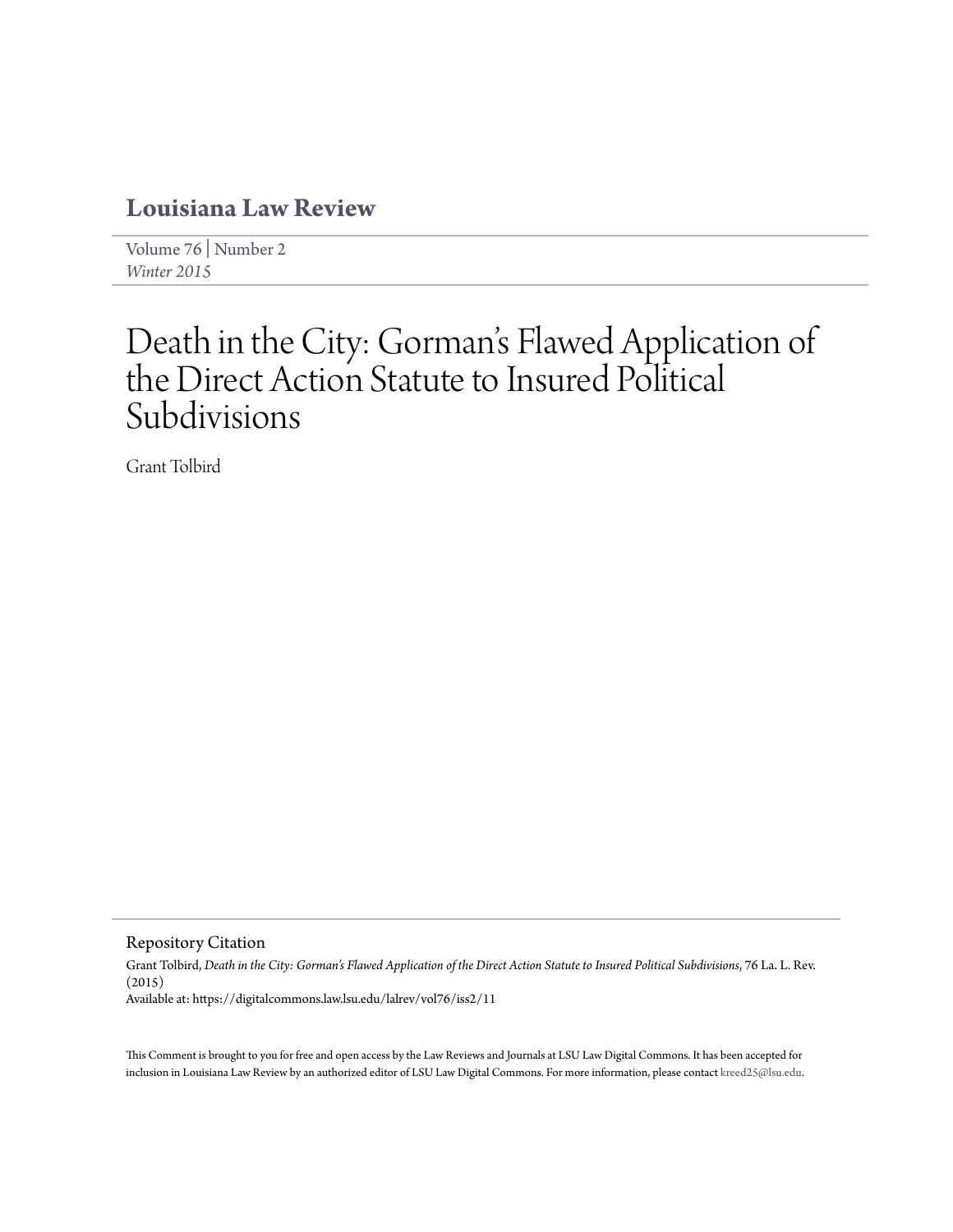# Louisiana Law Review

Volume 76 | Number 2
*Winter 2015*

# Death in the City: Gorman's Flawed Application of the Direct Action Statute to Insured Political Subdivisions

Grant Tolbird

## Repository Citation

Grant Tolbird, *Death in the City: Gorman's Flawed Application of the Direct Action Statute to Insured Political Subdivisions*, 76 La. L. Rev. (2015)
Available at: https://digitalcommons.law.lsu.edu/lalrev/vol76/iss2/11

This Comment is brought to you for free and open access by the Law Reviews and Journals at LSU Law Digital Commons. It has been accepted for inclusion in Louisiana Law Review by an authorized editor of LSU Law Digital Commons. For more information, please contact kreed25@lsu.edu.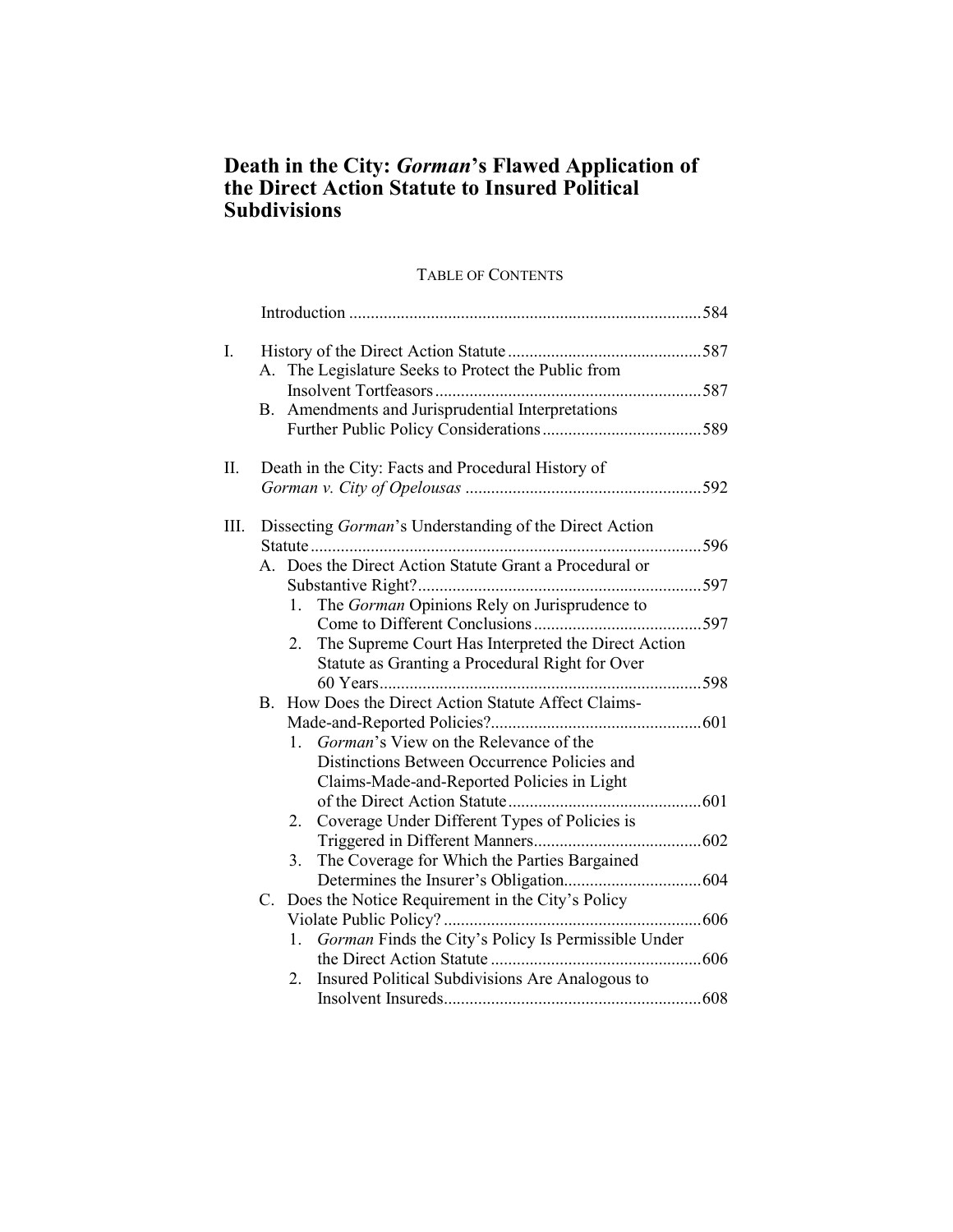# Death in the City: *Gorman*'s Flawed Application of the Direct Action Statute to Insured Political Subdivisions

TABLE OF CONTENTS

Introduction ....... 584

I. History of the Direct Action Statute ....... 587
   A. The Legislature Seeks to Protect the Public from Insolvent Tortfeasors ....... 587
   B. Amendments and Jurisprudential Interpretations Further Public Policy Considerations ....... 589

II. Death in the City: Facts and Procedural History of *Gorman v. City of Opelousas* ....... 592

III. Dissecting *Gorman*'s Understanding of the Direct Action Statute ....... 596
   A. Does the Direct Action Statute Grant a Procedural or Substantive Right? ....... 597
      1. The *Gorman* Opinions Rely on Jurisprudence to Come to Different Conclusions ....... 597
      2. The Supreme Court Has Interpreted the Direct Action Statute as Granting a Procedural Right for Over 60 Years ....... 598
   B. How Does the Direct Action Statute Affect Claims-Made-and-Reported Policies? ....... 601
      1. *Gorman*'s View on the Relevance of the Distinctions Between Occurrence Policies and Claims-Made-and-Reported Policies in Light of the Direct Action Statute ....... 601
      2. Coverage Under Different Types of Policies is Triggered in Different Manners ....... 602
      3. The Coverage for Which the Parties Bargained Determines the Insurer's Obligation ....... 604
   C. Does the Notice Requirement in the City's Policy Violate Public Policy? ....... 606
      1. *Gorman* Finds the City's Policy Is Permissible Under the Direct Action Statute ....... 606
      2. Insured Political Subdivisions Are Analogous to Insolvent Insureds ....... 608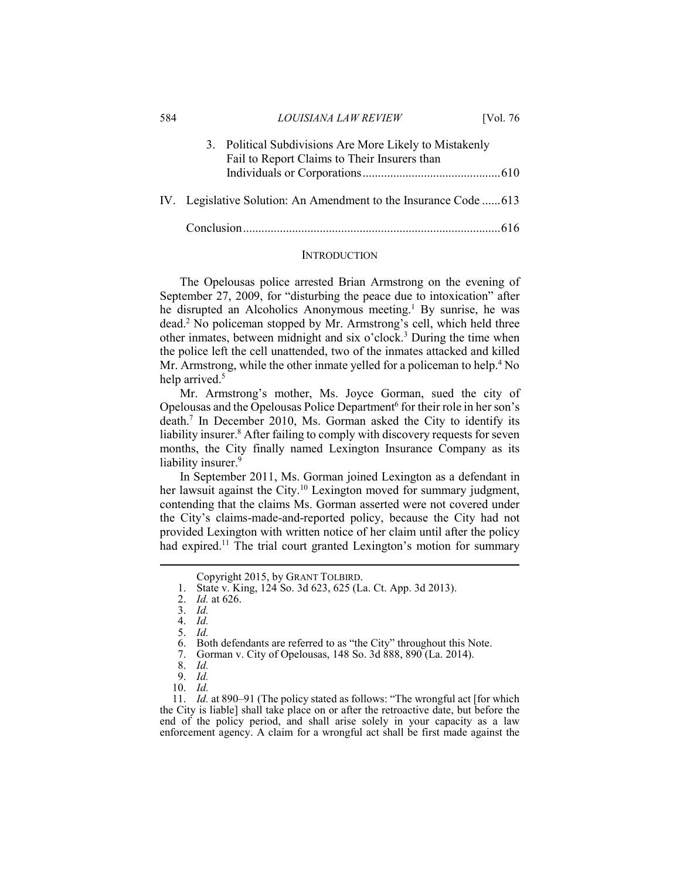3. Political Subdivisions Are More Likely to Mistakenly Fail to Report Claims to Their Insurers than Individuals or Corporations ............................................610

IV. Legislative Solution: An Amendment to the Insurance Code ......613

Conclusion ...................................................................................616

## INTRODUCTION

The Opelousas police arrested Brian Armstrong on the evening of September 27, 2009, for "disturbing the peace due to intoxication" after he disrupted an Alcoholics Anonymous meeting.[1] By sunrise, he was dead.[2] No policeman stopped by Mr. Armstrong's cell, which held three other inmates, between midnight and six o'clock.[3] During the time when the police left the cell unattended, two of the inmates attacked and killed Mr. Armstrong, while the other inmate yelled for a policeman to help.[4] No help arrived.[5]

Mr. Armstrong's mother, Ms. Joyce Gorman, sued the city of Opelousas and the Opelousas Police Department[6] for their role in her son's death.[7] In December 2010, Ms. Gorman asked the City to identify its liability insurer.[8] After failing to comply with discovery requests for seven months, the City finally named Lexington Insurance Company as its liability insurer.[9]

In September 2011, Ms. Gorman joined Lexington as a defendant in her lawsuit against the City.[10] Lexington moved for summary judgment, contending that the claims Ms. Gorman asserted were not covered under the City's claims-made-and-reported policy, because the City had not provided Lexington with written notice of her claim until after the policy had expired.[11] The trial court granted Lexington's motion for summary

---

Copyright 2015, by GRANT TOLBIRD.

1. State v. King, 124 So. 3d 623, 625 (La. Ct. App. 3d 2013).
2. *Id.* at 626.
3. *Id.*
4. *Id.*
5. *Id.*
6. Both defendants are referred to as "the City" throughout this Note.
7. Gorman v. City of Opelousas, 148 So. 3d 888, 890 (La. 2014).
8. *Id.*
9. *Id.*
10. *Id.*
11. *Id.* at 890–91 (The policy stated as follows: "The wrongful act [for which the City is liable] shall take place on or after the retroactive date, but before the end of the policy period, and shall arise solely in your capacity as a law enforcement agency. A claim for a wrongful act shall be first made against the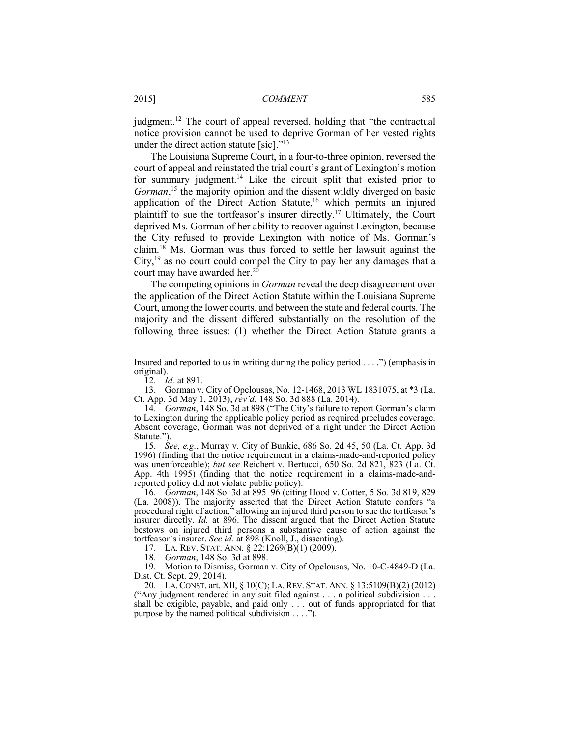judgment.[12] The court of appeal reversed, holding that "the contractual notice provision cannot be used to deprive Gorman of her vested rights under the direct action statute [sic]."[13]

The Louisiana Supreme Court, in a four-to-three opinion, reversed the court of appeal and reinstated the trial court's grant of Lexington's motion for summary judgment.[14] Like the circuit split that existed prior to *Gorman*,[15] the majority opinion and the dissent wildly diverged on basic application of the Direct Action Statute,[16] which permits an injured plaintiff to sue the tortfeasor's insurer directly.[17] Ultimately, the Court deprived Ms. Gorman of her ability to recover against Lexington, because the City refused to provide Lexington with notice of Ms. Gorman's claim.[18] Ms. Gorman was thus forced to settle her lawsuit against the City,[19] as no court could compel the City to pay her any damages that a court may have awarded her.[20]

The competing opinions in *Gorman* reveal the deep disagreement over the application of the Direct Action Statute within the Louisiana Supreme Court, among the lower courts, and between the state and federal courts. The majority and the dissent differed substantially on the resolution of the following three issues: (1) whether the Direct Action Statute grants a

---

Insured and reported to us in writing during the policy period . . . .") (emphasis in original).

12. *Id.* at 891.

13. Gorman v. City of Opelousas, No. 12-1468, 2013 WL 1831075, at *3 (La. Ct. App. 3d May 1, 2013), *rev'd*, 148 So. 3d 888 (La. 2014).

14. *Gorman*, 148 So. 3d at 898 ("The City's failure to report Gorman's claim to Lexington during the applicable policy period as required precludes coverage. Absent coverage, Gorman was not deprived of a right under the Direct Action Statute.").

15. *See, e.g.*, Murray v. City of Bunkie, 686 So. 2d 45, 50 (La. Ct. App. 3d 1996) (finding that the notice requirement in a claims-made-and-reported policy was unenforceable); *but see* Reichert v. Bertucci, 650 So. 2d 821, 823 (La. Ct. App. 4th 1995) (finding that the notice requirement in a claims-made-and-reported policy did not violate public policy).

16. *Gorman*, 148 So. 3d at 895–96 (citing Hood v. Cotter, 5 So. 3d 819, 829 (La. 2008)). The majority asserted that the Direct Action Statute confers "a procedural right of action," allowing an injured third person to sue the tortfeasor's insurer directly. *Id.* at 896. The dissent argued that the Direct Action Statute bestows on injured third persons a substantive cause of action against the tortfeasor's insurer. *See id.* at 898 (Knoll, J., dissenting).

17. LA. REV. STAT. ANN. § 22:1269(B)(1) (2009).

18. *Gorman*, 148 So. 3d at 898.

19. Motion to Dismiss, Gorman v. City of Opelousas, No. 10-C-4849-D (La. Dist. Ct. Sept. 29, 2014).

20. LA. CONST. art. XII, § 10(C); LA. REV. STAT. ANN. § 13:5109(B)(2) (2012) ("Any judgment rendered in any suit filed against . . . a political subdivision . . . shall be exigible, payable, and paid only . . . out of funds appropriated for that purpose by the named political subdivision . . . .").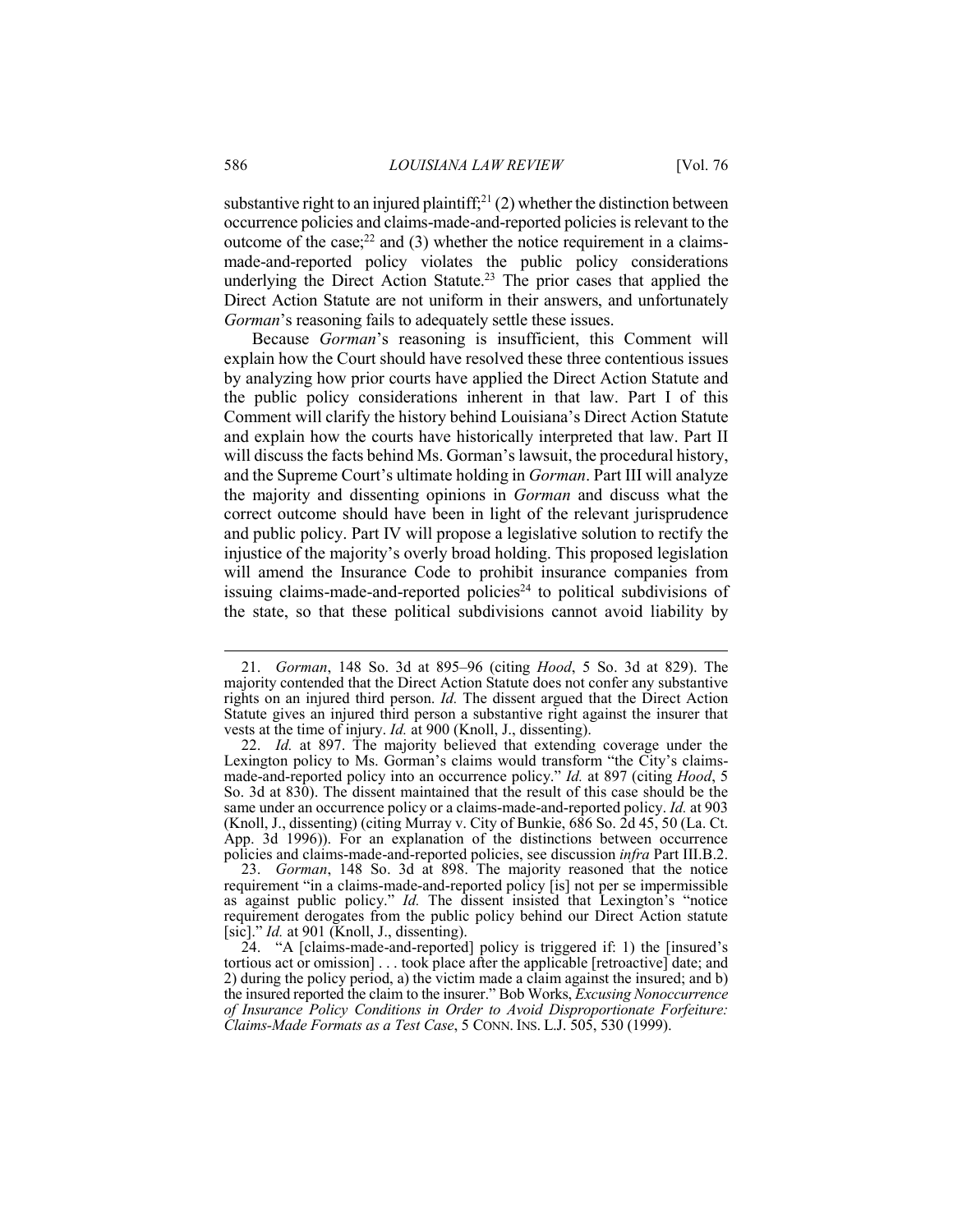substantive right to an injured plaintiff;[21] (2) whether the distinction between occurrence policies and claims-made-and-reported policies is relevant to the outcome of the case;[22] and (3) whether the notice requirement in a claims-made-and-reported policy violates the public policy considerations underlying the Direct Action Statute.[23] The prior cases that applied the Direct Action Statute are not uniform in their answers, and unfortunately *Gorman*'s reasoning fails to adequately settle these issues.

Because *Gorman*'s reasoning is insufficient, this Comment will explain how the Court should have resolved these three contentious issues by analyzing how prior courts have applied the Direct Action Statute and the public policy considerations inherent in that law. Part I of this Comment will clarify the history behind Louisiana's Direct Action Statute and explain how the courts have historically interpreted that law. Part II will discuss the facts behind Ms. Gorman's lawsuit, the procedural history, and the Supreme Court's ultimate holding in *Gorman*. Part III will analyze the majority and dissenting opinions in *Gorman* and discuss what the correct outcome should have been in light of the relevant jurisprudence and public policy. Part IV will propose a legislative solution to rectify the injustice of the majority's overly broad holding. This proposed legislation will amend the Insurance Code to prohibit insurance companies from issuing claims-made-and-reported policies[24] to political subdivisions of the state, so that these political subdivisions cannot avoid liability by

---

21. *Gorman*, 148 So. 3d at 895–96 (citing *Hood*, 5 So. 3d at 829). The majority contended that the Direct Action Statute does not confer any substantive rights on an injured third person. *Id.* The dissent argued that the Direct Action Statute gives an injured third person a substantive right against the insurer that vests at the time of injury. *Id.* at 900 (Knoll, J., dissenting).

22. *Id.* at 897. The majority believed that extending coverage under the Lexington policy to Ms. Gorman's claims would transform "the City's claims-made-and-reported policy into an occurrence policy." *Id.* at 897 (citing *Hood*, 5 So. 3d at 830). The dissent maintained that the result of this case should be the same under an occurrence policy or a claims-made-and-reported policy. *Id.* at 903 (Knoll, J., dissenting) (citing Murray v. City of Bunkie, 686 So. 2d 45, 50 (La. Ct. App. 3d 1996)). For an explanation of the distinctions between occurrence policies and claims-made-and-reported policies, see discussion *infra* Part III.B.2.

23. *Gorman*, 148 So. 3d at 898. The majority reasoned that the notice requirement "in a claims-made-and-reported policy [is] not per se impermissible as against public policy." *Id.* The dissent insisted that Lexington's "notice requirement derogates from the public policy behind our Direct Action statute [sic]." *Id.* at 901 (Knoll, J., dissenting).

24. "A [claims-made-and-reported] policy is triggered if: 1) the [insured's tortious act or omission] . . . took place after the applicable [retroactive] date; and 2) during the policy period, a) the victim made a claim against the insured; and b) the insured reported the claim to the insurer." Bob Works, *Excusing Nonoccurrence of Insurance Policy Conditions in Order to Avoid Disproportionate Forfeiture: Claims-Made Formats as a Test Case*, 5 CONN. INS. L.J. 505, 530 (1999).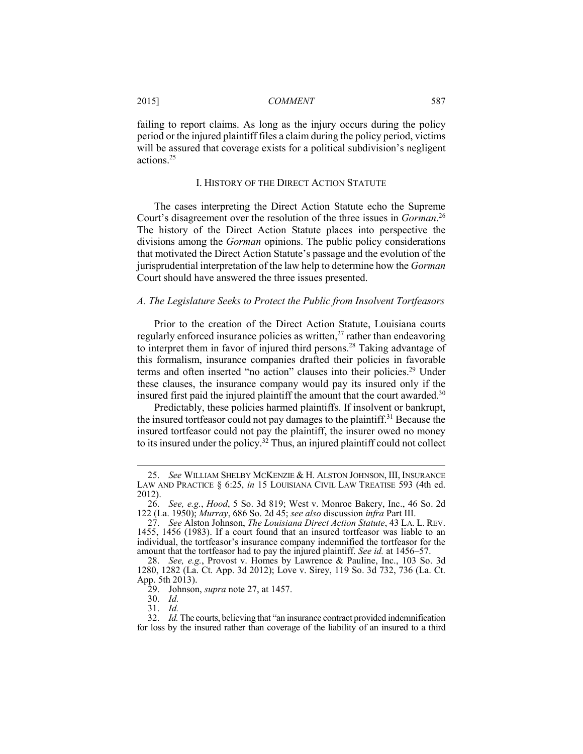failing to report claims. As long as the injury occurs during the policy period or the injured plaintiff files a claim during the policy period, victims will be assured that coverage exists for a political subdivision's negligent actions.[25]

## I. HISTORY OF THE DIRECT ACTION STATUTE

The cases interpreting the Direct Action Statute echo the Supreme Court's disagreement over the resolution of the three issues in *Gorman*.[26] The history of the Direct Action Statute places into perspective the divisions among the *Gorman* opinions. The public policy considerations that motivated the Direct Action Statute's passage and the evolution of the jurisprudential interpretation of the law help to determine how the *Gorman* Court should have answered the three issues presented.

### *A. The Legislature Seeks to Protect the Public from Insolvent Tortfeasors*

Prior to the creation of the Direct Action Statute, Louisiana courts regularly enforced insurance policies as written,[27] rather than endeavoring to interpret them in favor of injured third persons.[28] Taking advantage of this formalism, insurance companies drafted their policies in favorable terms and often inserted "no action" clauses into their policies.[29] Under these clauses, the insurance company would pay its insured only if the insured first paid the injured plaintiff the amount that the court awarded.[30]

Predictably, these policies harmed plaintiffs. If insolvent or bankrupt, the insured tortfeasor could not pay damages to the plaintiff.[31] Because the insured tortfeasor could not pay the plaintiff, the insurer owed no money to its insured under the policy.[32] Thus, an injured plaintiff could not collect

---

25. *See* WILLIAM SHELBY MCKENZIE & H. ALSTON JOHNSON, III, INSURANCE LAW AND PRACTICE § 6:25, *in* 15 LOUISIANA CIVIL LAW TREATISE 593 (4th ed. 2012).

26. *See, e.g.*, *Hood*, 5 So. 3d 819; West v. Monroe Bakery, Inc., 46 So. 2d 122 (La. 1950); *Murray*, 686 So. 2d 45; *see also* discussion *infra* Part III.

27. *See* Alston Johnson, *The Louisiana Direct Action Statute*, 43 LA. L. REV. 1455, 1456 (1983). If a court found that an insured tortfeasor was liable to an individual, the tortfeasor's insurance company indemnified the tortfeasor for the amount that the tortfeasor had to pay the injured plaintiff. *See id.* at 1456–57.

28. *See, e.g.*, Provost v. Homes by Lawrence & Pauline, Inc., 103 So. 3d 1280, 1282 (La. Ct. App. 3d 2012); Love v. Sirey, 119 So. 3d 732, 736 (La. Ct. App. 5th 2013).

29. Johnson, *supra* note 27, at 1457.

30. *Id.*

31. *Id.*

32. *Id.* The courts, believing that "an insurance contract provided indemnification for loss by the insured rather than coverage of the liability of an insured to a third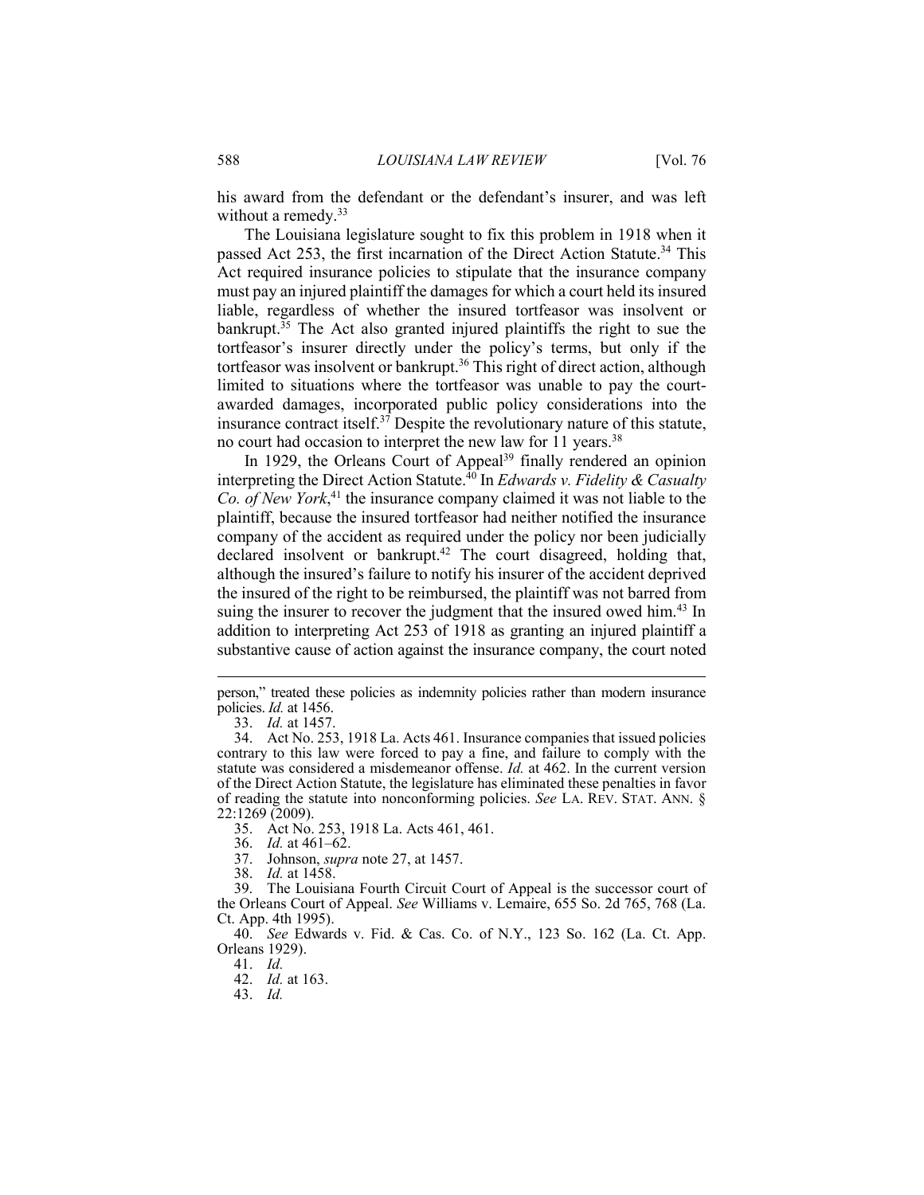his award from the defendant or the defendant's insurer, and was left without a remedy.[33]

The Louisiana legislature sought to fix this problem in 1918 when it passed Act 253, the first incarnation of the Direct Action Statute.[34] This Act required insurance policies to stipulate that the insurance company must pay an injured plaintiff the damages for which a court held its insured liable, regardless of whether the insured tortfeasor was insolvent or bankrupt.[35] The Act also granted injured plaintiffs the right to sue the tortfeasor's insurer directly under the policy's terms, but only if the tortfeasor was insolvent or bankrupt.[36] This right of direct action, although limited to situations where the tortfeasor was unable to pay the court-awarded damages, incorporated public policy considerations into the insurance contract itself.[37] Despite the revolutionary nature of this statute, no court had occasion to interpret the new law for 11 years.[38]

In 1929, the Orleans Court of Appeal[39] finally rendered an opinion interpreting the Direct Action Statute.[40] In *Edwards v. Fidelity & Casualty Co. of New York*,[41] the insurance company claimed it was not liable to the plaintiff, because the insured tortfeasor had neither notified the insurance company of the accident as required under the policy nor been judicially declared insolvent or bankrupt.[42] The court disagreed, holding that, although the insured's failure to notify his insurer of the accident deprived the insured of the right to be reimbursed, the plaintiff was not barred from suing the insurer to recover the judgment that the insured owed him.[43] In addition to interpreting Act 253 of 1918 as granting an injured plaintiff a substantive cause of action against the insurance company, the court noted

---

person," treated these policies as indemnity policies rather than modern insurance policies. *Id.* at 1456.

33. *Id.* at 1457.

34. Act No. 253, 1918 La. Acts 461. Insurance companies that issued policies contrary to this law were forced to pay a fine, and failure to comply with the statute was considered a misdemeanor offense. *Id.* at 462. In the current version of the Direct Action Statute, the legislature has eliminated these penalties in favor of reading the statute into nonconforming policies. *See* LA. REV. STAT. ANN. § 22:1269 (2009).

35. Act No. 253, 1918 La. Acts 461, 461.

36. *Id.* at 461–62.

37. Johnson, *supra* note 27, at 1457.

38. *Id.* at 1458.

39. The Louisiana Fourth Circuit Court of Appeal is the successor court of the Orleans Court of Appeal. *See* Williams v. Lemaire, 655 So. 2d 765, 768 (La. Ct. App. 4th 1995).

40. *See* Edwards v. Fid. & Cas. Co. of N.Y., 123 So. 162 (La. Ct. App. Orleans 1929).

41. *Id.*

42. *Id.* at 163.

43. *Id.*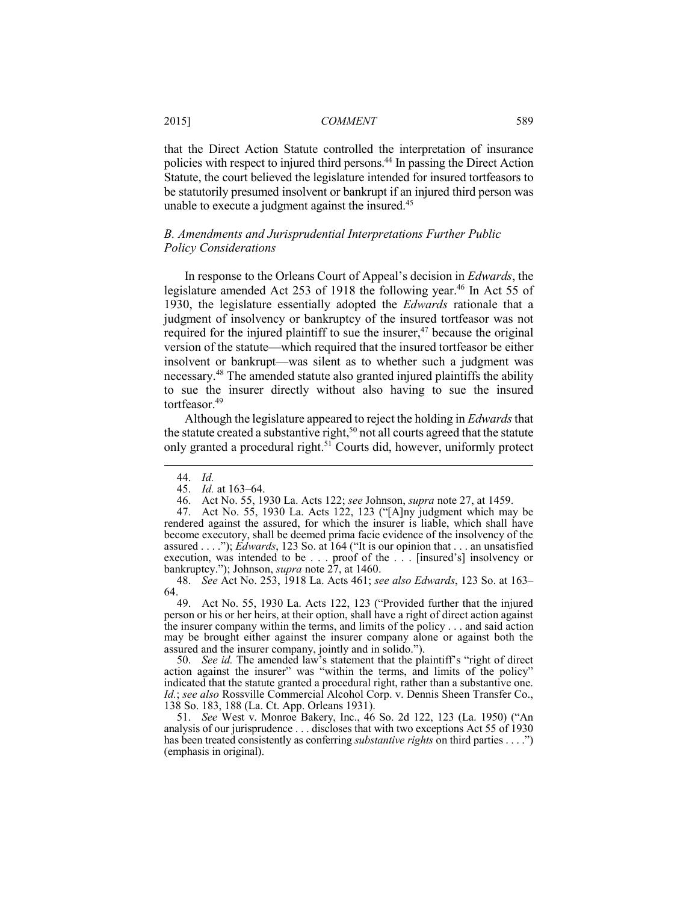that the Direct Action Statute controlled the interpretation of insurance policies with respect to injured third persons.[44] In passing the Direct Action Statute, the court believed the legislature intended for insured tortfeasors to be statutorily presumed insolvent or bankrupt if an injured third person was unable to execute a judgment against the insured.[45]

### *B. Amendments and Jurisprudential Interpretations Further Public Policy Considerations*

In response to the Orleans Court of Appeal's decision in *Edwards*, the legislature amended Act 253 of 1918 the following year.[46] In Act 55 of 1930, the legislature essentially adopted the *Edwards* rationale that a judgment of insolvency or bankruptcy of the insured tortfeasor was not required for the injured plaintiff to sue the insurer,[47] because the original version of the statute—which required that the insured tortfeasor be either insolvent or bankrupt—was silent as to whether such a judgment was necessary.[48] The amended statute also granted injured plaintiffs the ability to sue the insurer directly without also having to sue the insured tortfeasor.[49]

Although the legislature appeared to reject the holding in *Edwards* that the statute created a substantive right,[50] not all courts agreed that the statute only granted a procedural right.[51] Courts did, however, uniformly protect

---

44. *Id.*

45. *Id.* at 163–64.

46. Act No. 55, 1930 La. Acts 122; *see* Johnson, *supra* note 27, at 1459.

47. Act No. 55, 1930 La. Acts 122, 123 ("[A]ny judgment which may be rendered against the assured, for which the insurer is liable, which shall have become executory, shall be deemed prima facie evidence of the insolvency of the assured . . . ."); *Edwards*, 123 So. at 164 ("It is our opinion that . . . an unsatisfied execution, was intended to be . . . proof of the . . . [insured's] insolvency or bankruptcy."); Johnson, *supra* note 27, at 1460.

48. *See* Act No. 253, 1918 La. Acts 461; *see also Edwards*, 123 So. at 163–64.

49. Act No. 55, 1930 La. Acts 122, 123 ("Provided further that the injured person or his or her heirs, at their option, shall have a right of direct action against the insurer company within the terms, and limits of the policy . . . and said action may be brought either against the insurer company alone or against both the assured and the insurer company, jointly and in solido.").

50. *See id.* The amended law's statement that the plaintiff's "right of direct action against the insurer" was "within the terms, and limits of the policy" indicated that the statute granted a procedural right, rather than a substantive one. *Id.*; *see also* Rossville Commercial Alcohol Corp. v. Dennis Sheen Transfer Co., 138 So. 183, 188 (La. Ct. App. Orleans 1931).

51. *See* West v. Monroe Bakery, Inc., 46 So. 2d 122, 123 (La. 1950) ("An analysis of our jurisprudence . . . discloses that with two exceptions Act 55 of 1930 has been treated consistently as conferring *substantive rights* on third parties . . . .") (emphasis in original).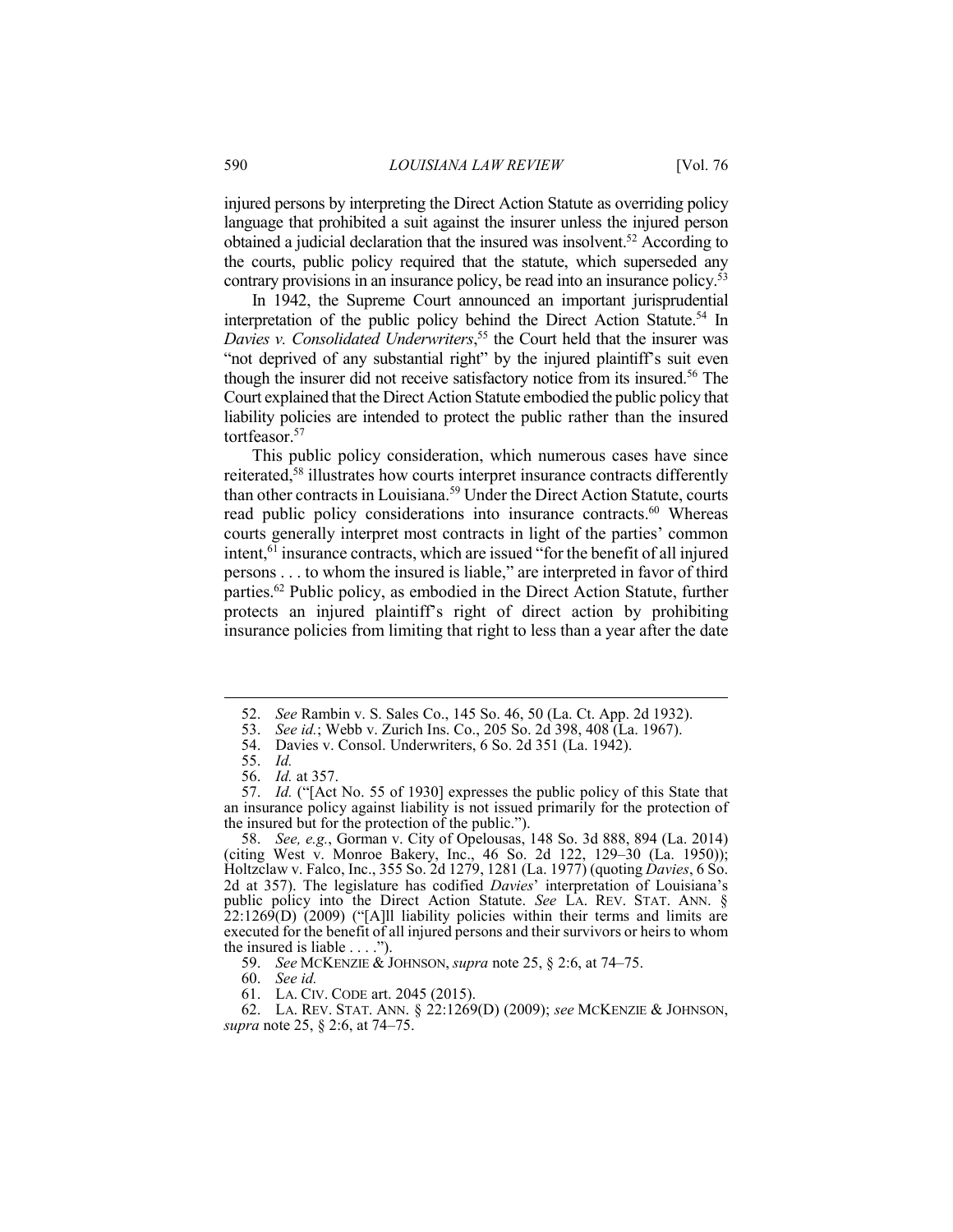injured persons by interpreting the Direct Action Statute as overriding policy language that prohibited a suit against the insurer unless the injured person obtained a judicial declaration that the insured was insolvent.[52] According to the courts, public policy required that the statute, which superseded any contrary provisions in an insurance policy, be read into an insurance policy.[53]

In 1942, the Supreme Court announced an important jurisprudential interpretation of the public policy behind the Direct Action Statute.[54] In *Davies v. Consolidated Underwriters*,[55] the Court held that the insurer was "not deprived of any substantial right" by the injured plaintiff's suit even though the insurer did not receive satisfactory notice from its insured.[56] The Court explained that the Direct Action Statute embodied the public policy that liability policies are intended to protect the public rather than the insured tortfeasor.[57]

This public policy consideration, which numerous cases have since reiterated,[58] illustrates how courts interpret insurance contracts differently than other contracts in Louisiana.[59] Under the Direct Action Statute, courts read public policy considerations into insurance contracts.[60] Whereas courts generally interpret most contracts in light of the parties' common intent,[61] insurance contracts, which are issued "for the benefit of all injured persons . . . to whom the insured is liable," are interpreted in favor of third parties.[62] Public policy, as embodied in the Direct Action Statute, further protects an injured plaintiff's right of direct action by prohibiting insurance policies from limiting that right to less than a year after the date

---

52. *See* Rambin v. S. Sales Co., 145 So. 46, 50 (La. Ct. App. 2d 1932).

53. *See id.*; Webb v. Zurich Ins. Co., 205 So. 2d 398, 408 (La. 1967).

54. Davies v. Consol. Underwriters, 6 So. 2d 351 (La. 1942).

55. *Id.*

56. *Id.* at 357.

57. *Id.* ("[Act No. 55 of 1930] expresses the public policy of this State that an insurance policy against liability is not issued primarily for the protection of the insured but for the protection of the public.").

58. *See, e.g.*, Gorman v. City of Opelousas, 148 So. 3d 888, 894 (La. 2014) (citing West v. Monroe Bakery, Inc., 46 So. 2d 122, 129–30 (La. 1950)); Holtzclaw v. Falco, Inc., 355 So. 2d 1279, 1281 (La. 1977) (quoting *Davies*, 6 So. 2d at 357). The legislature has codified *Davies*' interpretation of Louisiana's public policy into the Direct Action Statute. *See* LA. REV. STAT. ANN. § 22:1269(D) (2009) ("[A]ll liability policies within their terms and limits are executed for the benefit of all injured persons and their survivors or heirs to whom the insured is liable . . . .").

59. *See* MCKENZIE & JOHNSON, *supra* note 25, § 2:6, at 74–75.

60. *See id.*

61. LA. CIV. CODE art. 2045 (2015).

62. LA. REV. STAT. ANN. § 22:1269(D) (2009); *see* MCKENZIE & JOHNSON, *supra* note 25, § 2:6, at 74–75.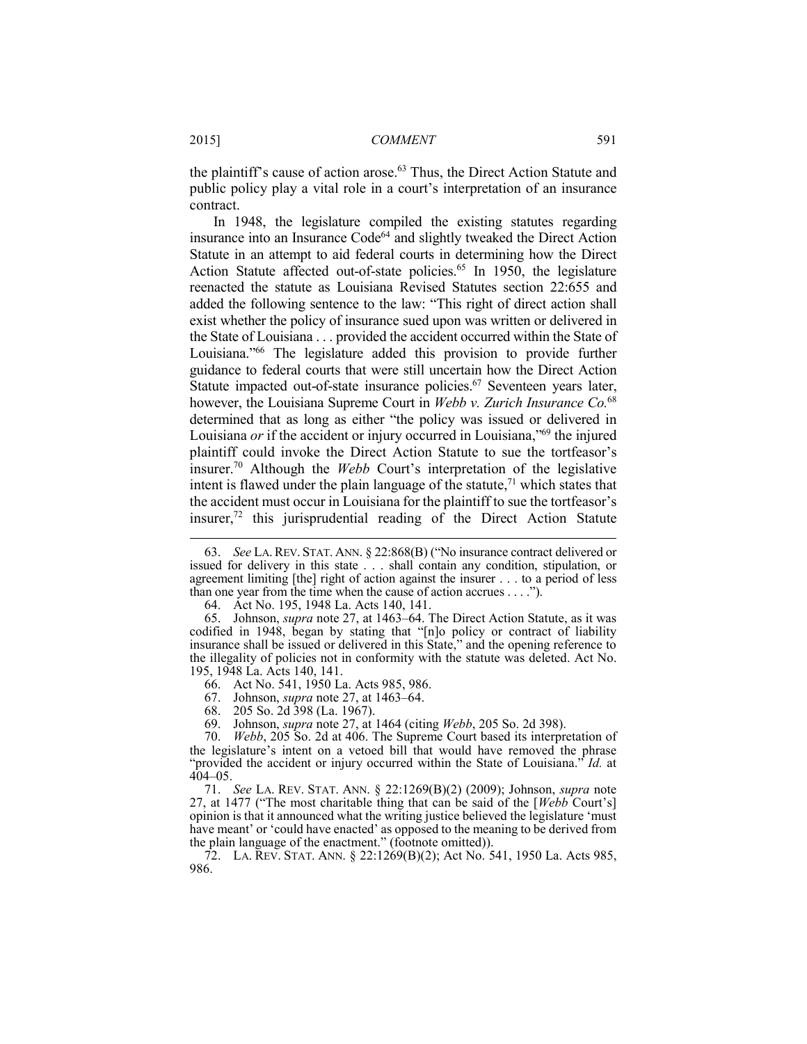the plaintiff's cause of action arose.[63] Thus, the Direct Action Statute and public policy play a vital role in a court's interpretation of an insurance contract.

In 1948, the legislature compiled the existing statutes regarding insurance into an Insurance Code[64] and slightly tweaked the Direct Action Statute in an attempt to aid federal courts in determining how the Direct Action Statute affected out-of-state policies.[65] In 1950, the legislature reenacted the statute as Louisiana Revised Statutes section 22:655 and added the following sentence to the law: "This right of direct action shall exist whether the policy of insurance sued upon was written or delivered in the State of Louisiana . . . provided the accident occurred within the State of Louisiana."[66] The legislature added this provision to provide further guidance to federal courts that were still uncertain how the Direct Action Statute impacted out-of-state insurance policies.[67] Seventeen years later, however, the Louisiana Supreme Court in *Webb v. Zurich Insurance Co.*[68] determined that as long as either "the policy was issued or delivered in Louisiana *or* if the accident or injury occurred in Louisiana,"[69] the injured plaintiff could invoke the Direct Action Statute to sue the tortfeasor's insurer.[70] Although the *Webb* Court's interpretation of the legislative intent is flawed under the plain language of the statute,[71] which states that the accident must occur in Louisiana for the plaintiff to sue the tortfeasor's insurer,[72] this jurisprudential reading of the Direct Action Statute

---

63. *See* LA. REV. STAT. ANN. § 22:868(B) ("No insurance contract delivered or issued for delivery in this state . . . shall contain any condition, stipulation, or agreement limiting [the] right of action against the insurer . . . to a period of less than one year from the time when the cause of action accrues . . . .").

64. Act No. 195, 1948 La. Acts 140, 141.

65. Johnson, *supra* note 27, at 1463–64. The Direct Action Statute, as it was codified in 1948, began by stating that "[n]o policy or contract of liability insurance shall be issued or delivered in this State," and the opening reference to the illegality of policies not in conformity with the statute was deleted. Act No. 195, 1948 La. Acts 140, 141.

66. Act No. 541, 1950 La. Acts 985, 986.

67. Johnson, *supra* note 27, at 1463–64.

68. 205 So. 2d 398 (La. 1967).

69. Johnson, *supra* note 27, at 1464 (citing *Webb*, 205 So. 2d 398).

70. *Webb*, 205 So. 2d at 406. The Supreme Court based its interpretation of the legislature's intent on a vetoed bill that would have removed the phrase "provided the accident or injury occurred within the State of Louisiana." *Id.* at 404–05.

71. *See* LA. REV. STAT. ANN. § 22:1269(B)(2) (2009); Johnson, *supra* note 27, at 1477 ("The most charitable thing that can be said of the [*Webb* Court's] opinion is that it announced what the writing justice believed the legislature 'must have meant' or 'could have enacted' as opposed to the meaning to be derived from the plain language of the enactment." (footnote omitted)).

72. LA. REV. STAT. ANN. § 22:1269(B)(2); Act No. 541, 1950 La. Acts 985, 986.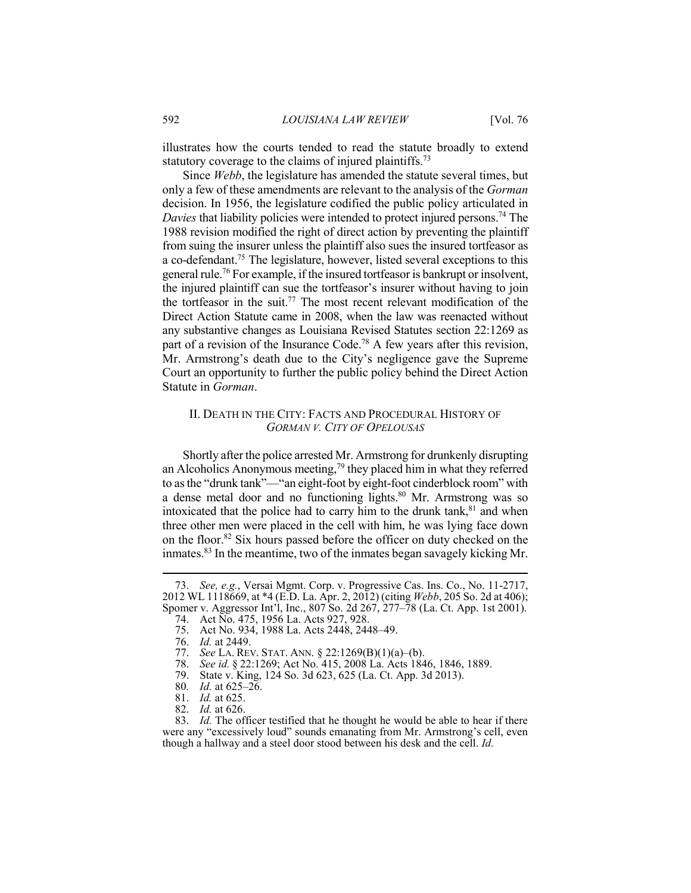illustrates how the courts tended to read the statute broadly to extend statutory coverage to the claims of injured plaintiffs.[73]

Since *Webb*, the legislature has amended the statute several times, but only a few of these amendments are relevant to the analysis of the *Gorman* decision. In 1956, the legislature codified the public policy articulated in *Davies* that liability policies were intended to protect injured persons.[74] The 1988 revision modified the right of direct action by preventing the plaintiff from suing the insurer unless the plaintiff also sues the insured tortfeasor as a co-defendant.[75] The legislature, however, listed several exceptions to this general rule.[76] For example, if the insured tortfeasor is bankrupt or insolvent, the injured plaintiff can sue the tortfeasor's insurer without having to join the tortfeasor in the suit.[77] The most recent relevant modification of the Direct Action Statute came in 2008, when the law was reenacted without any substantive changes as Louisiana Revised Statutes section 22:1269 as part of a revision of the Insurance Code.[78] A few years after this revision, Mr. Armstrong's death due to the City's negligence gave the Supreme Court an opportunity to further the public policy behind the Direct Action Statute in *Gorman*.

## II. DEATH IN THE CITY: FACTS AND PROCEDURAL HISTORY OF *GORMAN V. CITY OF OPELOUSAS*

Shortly after the police arrested Mr. Armstrong for drunkenly disrupting an Alcoholics Anonymous meeting,[79] they placed him in what they referred to as the "drunk tank"—"an eight-foot by eight-foot cinderblock room" with a dense metal door and no functioning lights.[80] Mr. Armstrong was so intoxicated that the police had to carry him to the drunk tank,[81] and when three other men were placed in the cell with him, he was lying face down on the floor.[82] Six hours passed before the officer on duty checked on the inmates.[83] In the meantime, two of the inmates began savagely kicking Mr.

---

73. *See, e.g.*, Versai Mgmt. Corp. v. Progressive Cas. Ins. Co., No. 11-2717, 2012 WL 1118669, at *4 (E.D. La. Apr. 2, 2012) (citing *Webb*, 205 So. 2d at 406); Spomer v. Aggressor Int'l, Inc., 807 So. 2d 267, 277–78 (La. Ct. App. 1st 2001).

74. Act No. 475, 1956 La. Acts 927, 928.

75. Act No. 934, 1988 La. Acts 2448, 2448–49.

76. *Id.* at 2449.

77. *See* LA. REV. STAT. ANN. § 22:1269(B)(1)(a)–(b).

78. *See id.* § 22:1269; Act No. 415, 2008 La. Acts 1846, 1846, 1889.

79. State v. King, 124 So. 3d 623, 625 (La. Ct. App. 3d 2013).

80. *Id.* at 625–26.

81. *Id.* at 625.

82. *Id.* at 626.

83. *Id.* The officer testified that he thought he would be able to hear if there were any "excessively loud" sounds emanating from Mr. Armstrong's cell, even though a hallway and a steel door stood between his desk and the cell. *Id.*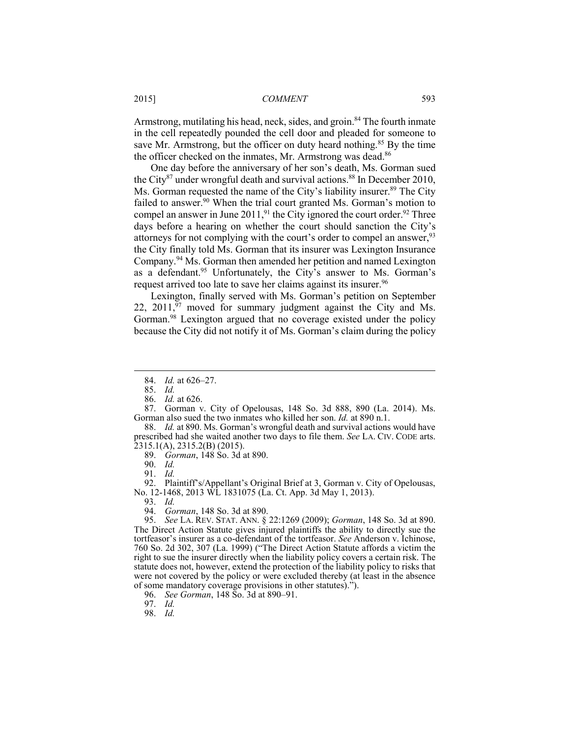Armstrong, mutilating his head, neck, sides, and groin.[84] The fourth inmate in the cell repeatedly pounded the cell door and pleaded for someone to save Mr. Armstrong, but the officer on duty heard nothing.[85] By the time the officer checked on the inmates, Mr. Armstrong was dead.[86]

One day before the anniversary of her son's death, Ms. Gorman sued the City[87] under wrongful death and survival actions.[88] In December 2010, Ms. Gorman requested the name of the City's liability insurer.[89] The City failed to answer.[90] When the trial court granted Ms. Gorman's motion to compel an answer in June 2011,[91] the City ignored the court order.[92] Three days before a hearing on whether the court should sanction the City's attorneys for not complying with the court's order to compel an answer,[93] the City finally told Ms. Gorman that its insurer was Lexington Insurance Company.[94] Ms. Gorman then amended her petition and named Lexington as a defendant.[95] Unfortunately, the City's answer to Ms. Gorman's request arrived too late to save her claims against its insurer.[96]

Lexington, finally served with Ms. Gorman's petition on September 22, 2011,[97] moved for summary judgment against the City and Ms. Gorman.[98] Lexington argued that no coverage existed under the policy because the City did not notify it of Ms. Gorman's claim during the policy

---

84. *Id.* at 626–27.

85. *Id.*

86. *Id.* at 626.

87. Gorman v. City of Opelousas, 148 So. 3d 888, 890 (La. 2014). Ms. Gorman also sued the two inmates who killed her son. *Id.* at 890 n.1.

88. *Id.* at 890. Ms. Gorman's wrongful death and survival actions would have prescribed had she waited another two days to file them. *See* LA. CIV. CODE arts. 2315.1(A), 2315.2(B) (2015).

89. *Gorman*, 148 So. 3d at 890.

90. *Id.*

91. *Id.*

92. Plaintiff's/Appellant's Original Brief at 3, Gorman v. City of Opelousas, No. 12-1468, 2013 WL 1831075 (La. Ct. App. 3d May 1, 2013).

93. *Id.*

94. *Gorman*, 148 So. 3d at 890.

95. *See* LA. REV. STAT. ANN. § 22:1269 (2009); *Gorman*, 148 So. 3d at 890. The Direct Action Statute gives injured plaintiffs the ability to directly sue the tortfeasor's insurer as a co-defendant of the tortfeasor. *See* Anderson v. Ichinose, 760 So. 2d 302, 307 (La. 1999) ("The Direct Action Statute affords a victim the right to sue the insurer directly when the liability policy covers a certain risk. The statute does not, however, extend the protection of the liability policy to risks that were not covered by the policy or were excluded thereby (at least in the absence of some mandatory coverage provisions in other statutes).").

96. *See Gorman*, 148 So. 3d at 890–91.

97. *Id.*

98. *Id.*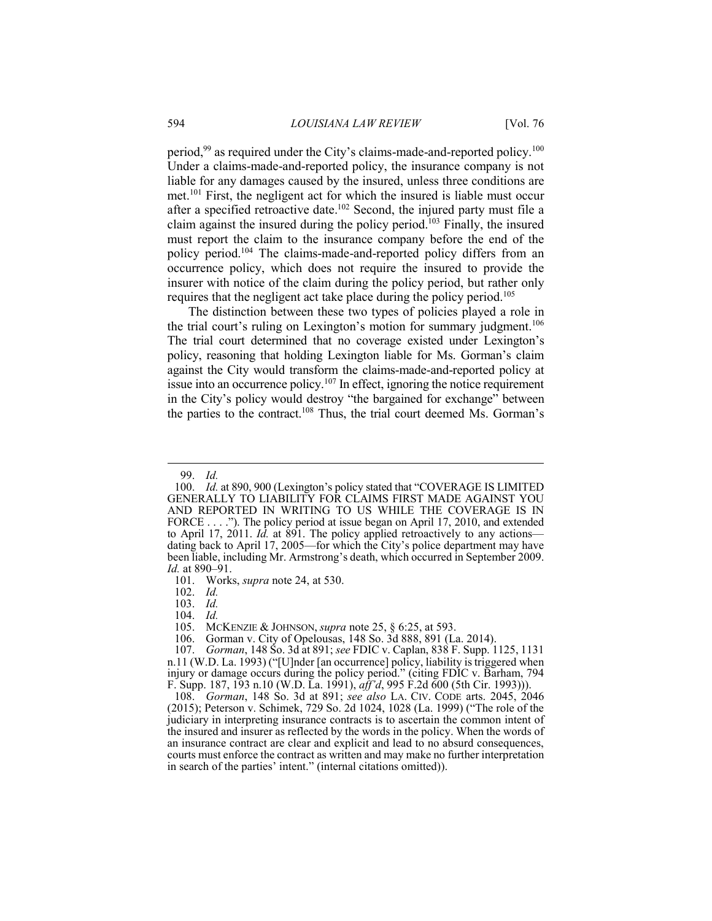period,[99] as required under the City's claims-made-and-reported policy.[100] Under a claims-made-and-reported policy, the insurance company is not liable for any damages caused by the insured, unless three conditions are met.[101] First, the negligent act for which the insured is liable must occur after a specified retroactive date.[102] Second, the injured party must file a claim against the insured during the policy period.[103] Finally, the insured must report the claim to the insurance company before the end of the policy period.[104] The claims-made-and-reported policy differs from an occurrence policy, which does not require the insured to provide the insurer with notice of the claim during the policy period, but rather only requires that the negligent act take place during the policy period.[105]

The distinction between these two types of policies played a role in the trial court's ruling on Lexington's motion for summary judgment.[106] The trial court determined that no coverage existed under Lexington's policy, reasoning that holding Lexington liable for Ms. Gorman's claim against the City would transform the claims-made-and-reported policy at issue into an occurrence policy.[107] In effect, ignoring the notice requirement in the City's policy would destroy "the bargained for exchange" between the parties to the contract.[108] Thus, the trial court deemed Ms. Gorman's

---

99. *Id.*

100. *Id.* at 890, 900 (Lexington's policy stated that "COVERAGE IS LIMITED GENERALLY TO LIABILITY FOR CLAIMS FIRST MADE AGAINST YOU AND REPORTED IN WRITING TO US WHILE THE COVERAGE IS IN FORCE . . . ."). The policy period at issue began on April 17, 2010, and extended to April 17, 2011. *Id.* at 891. The policy applied retroactively to any actions—dating back to April 17, 2005—for which the City's police department may have been liable, including Mr. Armstrong's death, which occurred in September 2009. *Id.* at 890–91.

101. Works, *supra* note 24, at 530.

102. *Id.*

103. *Id.*

104. *Id.*

105. MCKENZIE & JOHNSON, *supra* note 25, § 6:25, at 593.

106. Gorman v. City of Opelousas, 148 So. 3d 888, 891 (La. 2014).

107. *Gorman*, 148 So. 3d at 891; *see* FDIC v. Caplan, 838 F. Supp. 1125, 1131 n.11 (W.D. La. 1993) ("[U]nder [an occurrence] policy, liability is triggered when injury or damage occurs during the policy period." (citing FDIC v. Barham, 794 F. Supp. 187, 193 n.10 (W.D. La. 1991), *aff'd*, 995 F.2d 600 (5th Cir. 1993))).

108. *Gorman*, 148 So. 3d at 891; *see also* LA. CIV. CODE arts. 2045, 2046 (2015); Peterson v. Schimek, 729 So. 2d 1024, 1028 (La. 1999) ("The role of the judiciary in interpreting insurance contracts is to ascertain the common intent of the insured and insurer as reflected by the words in the policy. When the words of an insurance contract are clear and explicit and lead to no absurd consequences, courts must enforce the contract as written and may make no further interpretation in search of the parties' intent." (internal citations omitted)).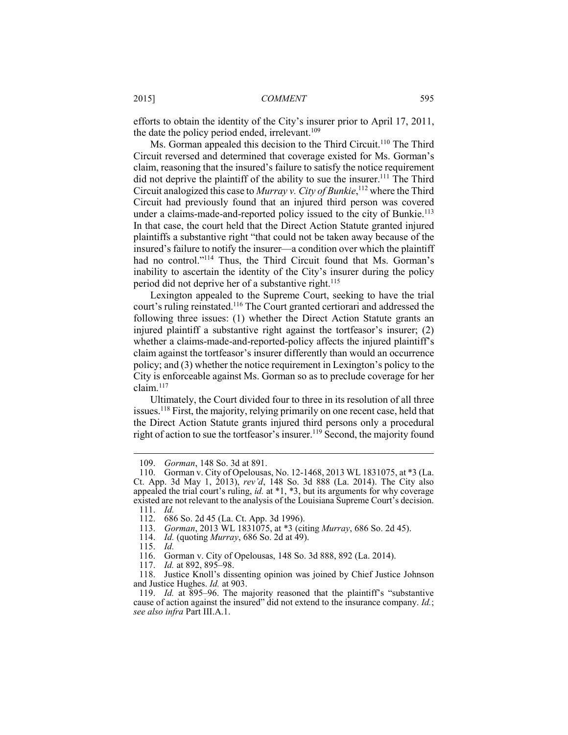efforts to obtain the identity of the City's insurer prior to April 17, 2011, the date the policy period ended, irrelevant.[109]

Ms. Gorman appealed this decision to the Third Circuit.[110] The Third Circuit reversed and determined that coverage existed for Ms. Gorman's claim, reasoning that the insured's failure to satisfy the notice requirement did not deprive the plaintiff of the ability to sue the insurer.[111] The Third Circuit analogized this case to *Murray v. City of Bunkie*,[112] where the Third Circuit had previously found that an injured third person was covered under a claims-made-and-reported policy issued to the city of Bunkie.[113] In that case, the court held that the Direct Action Statute granted injured plaintiffs a substantive right "that could not be taken away because of the insured's failure to notify the insurer—a condition over which the plaintiff had no control."[114] Thus, the Third Circuit found that Ms. Gorman's inability to ascertain the identity of the City's insurer during the policy period did not deprive her of a substantive right.[115]

Lexington appealed to the Supreme Court, seeking to have the trial court's ruling reinstated.[116] The Court granted certiorari and addressed the following three issues: (1) whether the Direct Action Statute grants an injured plaintiff a substantive right against the tortfeasor's insurer; (2) whether a claims-made-and-reported-policy affects the injured plaintiff's claim against the tortfeasor's insurer differently than would an occurrence policy; and (3) whether the notice requirement in Lexington's policy to the City is enforceable against Ms. Gorman so as to preclude coverage for her claim.[117]

Ultimately, the Court divided four to three in its resolution of all three issues.[118] First, the majority, relying primarily on one recent case, held that the Direct Action Statute grants injured third persons only a procedural right of action to sue the tortfeasor's insurer.[119] Second, the majority found

---

109. *Gorman*, 148 So. 3d at 891.

110. Gorman v. City of Opelousas, No. 12-1468, 2013 WL 1831075, at \*3 (La. Ct. App. 3d May 1, 2013), *rev'd*, 148 So. 3d 888 (La. 2014). The City also appealed the trial court's ruling, *id.* at \*1, \*3, but its arguments for why coverage existed are not relevant to the analysis of the Louisiana Supreme Court's decision.

111. *Id.*

112. 686 So. 2d 45 (La. Ct. App. 3d 1996).

113. *Gorman*, 2013 WL 1831075, at \*3 (citing *Murray*, 686 So. 2d 45).

114. *Id.* (quoting *Murray*, 686 So. 2d at 49).

115. *Id.*

116. Gorman v. City of Opelousas, 148 So. 3d 888, 892 (La. 2014).

117. *Id.* at 892, 895–98.

118. Justice Knoll's dissenting opinion was joined by Chief Justice Johnson and Justice Hughes. *Id.* at 903.

119. *Id.* at 895–96. The majority reasoned that the plaintiff's "substantive cause of action against the insured" did not extend to the insurance company. *Id.*; *see also infra* Part III.A.1.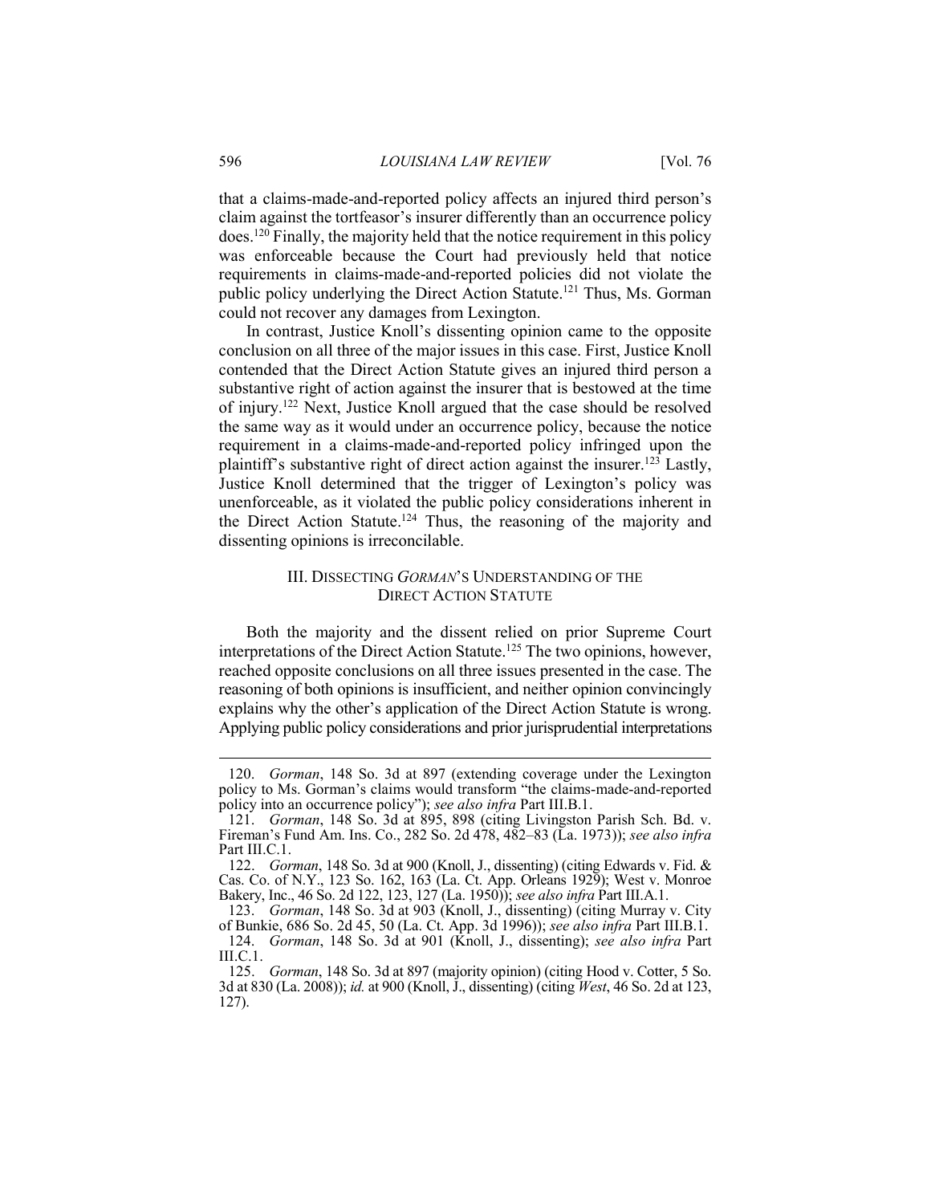that a claims-made-and-reported policy affects an injured third person's claim against the tortfeasor's insurer differently than an occurrence policy does.[120] Finally, the majority held that the notice requirement in this policy was enforceable because the Court had previously held that notice requirements in claims-made-and-reported policies did not violate the public policy underlying the Direct Action Statute.[121] Thus, Ms. Gorman could not recover any damages from Lexington.

In contrast, Justice Knoll's dissenting opinion came to the opposite conclusion on all three of the major issues in this case. First, Justice Knoll contended that the Direct Action Statute gives an injured third person a substantive right of action against the insurer that is bestowed at the time of injury.[122] Next, Justice Knoll argued that the case should be resolved the same way as it would under an occurrence policy, because the notice requirement in a claims-made-and-reported policy infringed upon the plaintiff's substantive right of direct action against the insurer.[123] Lastly, Justice Knoll determined that the trigger of Lexington's policy was unenforceable, as it violated the public policy considerations inherent in the Direct Action Statute.[124] Thus, the reasoning of the majority and dissenting opinions is irreconcilable.

## III. DISSECTING *GORMAN*'S UNDERSTANDING OF THE DIRECT ACTION STATUTE

Both the majority and the dissent relied on prior Supreme Court interpretations of the Direct Action Statute.[125] The two opinions, however, reached opposite conclusions on all three issues presented in the case. The reasoning of both opinions is insufficient, and neither opinion convincingly explains why the other's application of the Direct Action Statute is wrong. Applying public policy considerations and prior jurisprudential interpretations

---

120. *Gorman*, 148 So. 3d at 897 (extending coverage under the Lexington policy to Ms. Gorman's claims would transform "the claims-made-and-reported policy into an occurrence policy"); *see also infra* Part III.B.1.

121. *Gorman*, 148 So. 3d at 895, 898 (citing Livingston Parish Sch. Bd. v. Fireman's Fund Am. Ins. Co., 282 So. 2d 478, 482–83 (La. 1973)); *see also infra* Part III.C.1.

122. *Gorman*, 148 So. 3d at 900 (Knoll, J., dissenting) (citing Edwards v. Fid. & Cas. Co. of N.Y., 123 So. 162, 163 (La. Ct. App. Orleans 1929); West v. Monroe Bakery, Inc., 46 So. 2d 122, 123, 127 (La. 1950)); *see also infra* Part III.A.1.

123. *Gorman*, 148 So. 3d at 903 (Knoll, J., dissenting) (citing Murray v. City of Bunkie, 686 So. 2d 45, 50 (La. Ct. App. 3d 1996)); *see also infra* Part III.B.1.

124. *Gorman*, 148 So. 3d at 901 (Knoll, J., dissenting); *see also infra* Part III.C.1.

125. *Gorman*, 148 So. 3d at 897 (majority opinion) (citing Hood v. Cotter, 5 So. 3d at 830 (La. 2008)); *id.* at 900 (Knoll, J., dissenting) (citing *West*, 46 So. 2d at 123, 127).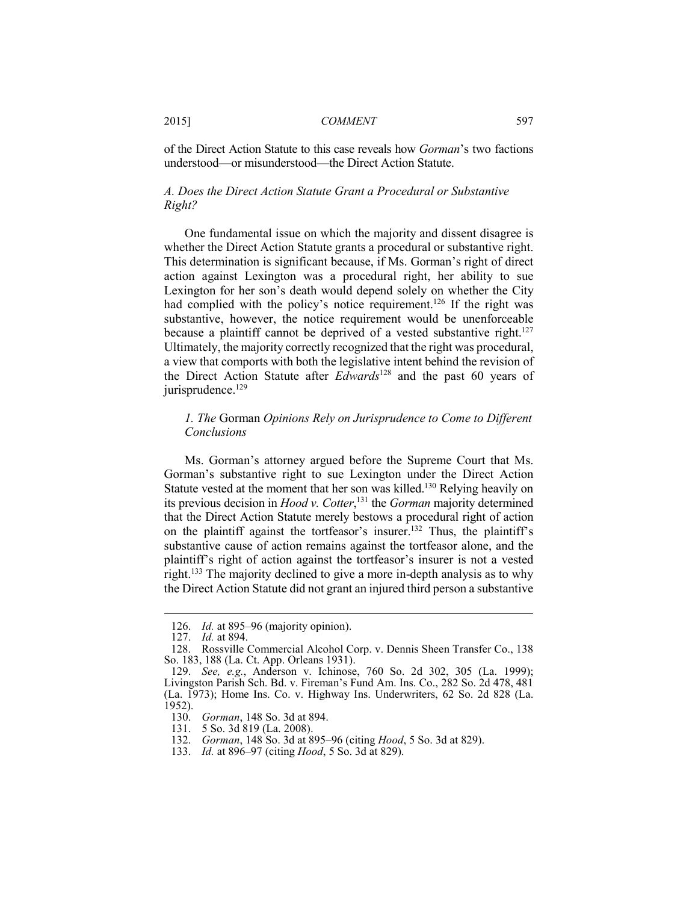of the Direct Action Statute to this case reveals how *Gorman*'s two factions understood—or misunderstood—the Direct Action Statute.

### *A. Does the Direct Action Statute Grant a Procedural or Substantive Right?*

One fundamental issue on which the majority and dissent disagree is whether the Direct Action Statute grants a procedural or substantive right. This determination is significant because, if Ms. Gorman's right of direct action against Lexington was a procedural right, her ability to sue Lexington for her son's death would depend solely on whether the City had complied with the policy's notice requirement.[126] If the right was substantive, however, the notice requirement would be unenforceable because a plaintiff cannot be deprived of a vested substantive right.[127] Ultimately, the majority correctly recognized that the right was procedural, a view that comports with both the legislative intent behind the revision of the Direct Action Statute after *Edwards*[128] and the past 60 years of jurisprudence.[129]

#### *1. The* Gorman *Opinions Rely on Jurisprudence to Come to Different Conclusions*

Ms. Gorman's attorney argued before the Supreme Court that Ms. Gorman's substantive right to sue Lexington under the Direct Action Statute vested at the moment that her son was killed.[130] Relying heavily on its previous decision in *Hood v. Cotter*,[131] the *Gorman* majority determined that the Direct Action Statute merely bestows a procedural right of action on the plaintiff against the tortfeasor's insurer.[132] Thus, the plaintiff's substantive cause of action remains against the tortfeasor alone, and the plaintiff's right of action against the tortfeasor's insurer is not a vested right.[133] The majority declined to give a more in-depth analysis as to why the Direct Action Statute did not grant an injured third person a substantive

---

126. *Id.* at 895–96 (majority opinion).

127. *Id.* at 894.

128. Rossville Commercial Alcohol Corp. v. Dennis Sheen Transfer Co., 138 So. 183, 188 (La. Ct. App. Orleans 1931).

129. *See, e.g.*, Anderson v. Ichinose, 760 So. 2d 302, 305 (La. 1999); Livingston Parish Sch. Bd. v. Fireman's Fund Am. Ins. Co., 282 So. 2d 478, 481 (La. 1973); Home Ins. Co. v. Highway Ins. Underwriters, 62 So. 2d 828 (La. 1952).

130. *Gorman*, 148 So. 3d at 894.

131. 5 So. 3d 819 (La. 2008).

132. *Gorman*, 148 So. 3d at 895–96 (citing *Hood*, 5 So. 3d at 829).

133. *Id.* at 896–97 (citing *Hood*, 5 So. 3d at 829).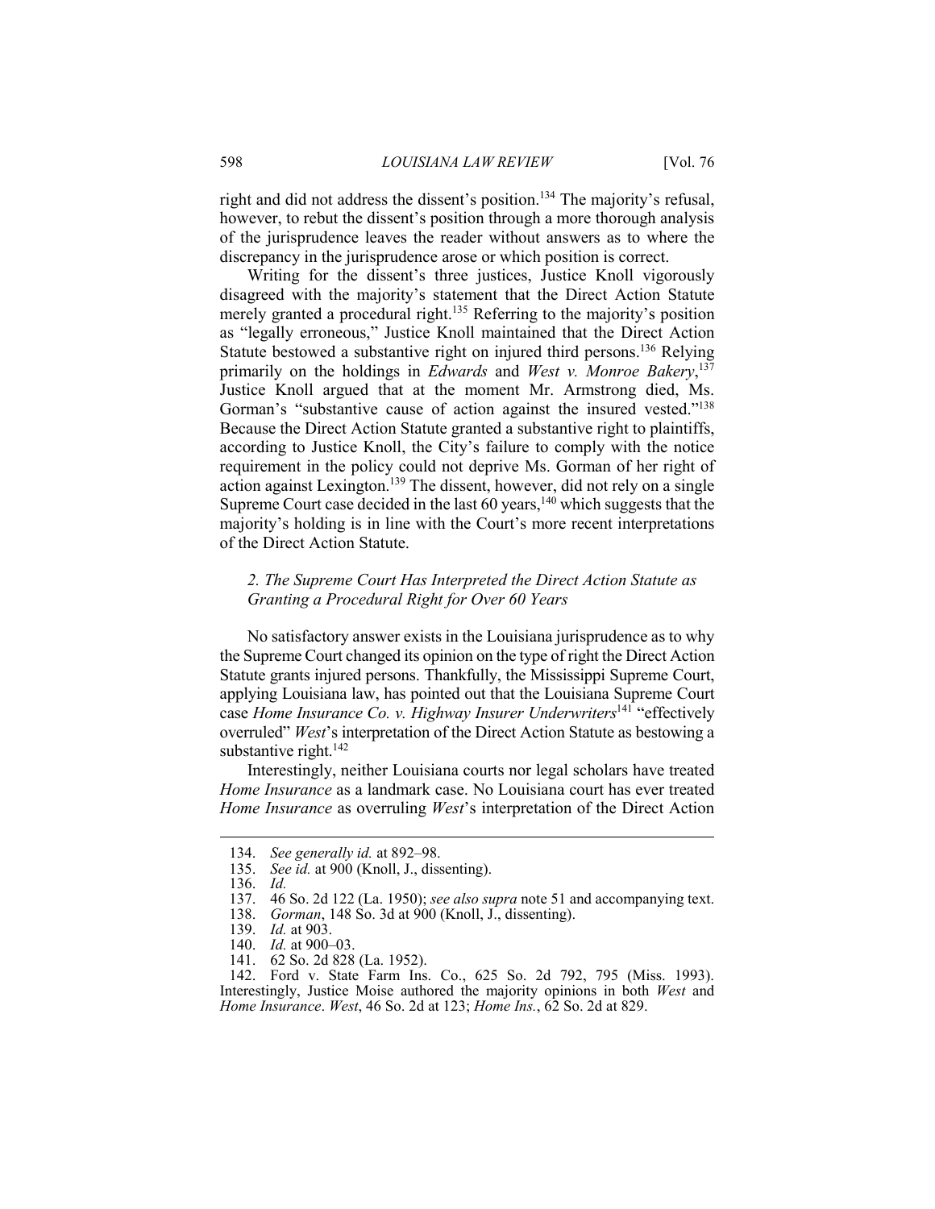right and did not address the dissent's position.[134] The majority's refusal, however, to rebut the dissent's position through a more thorough analysis of the jurisprudence leaves the reader without answers as to where the discrepancy in the jurisprudence arose or which position is correct.

Writing for the dissent's three justices, Justice Knoll vigorously disagreed with the majority's statement that the Direct Action Statute merely granted a procedural right.[135] Referring to the majority's position as "legally erroneous," Justice Knoll maintained that the Direct Action Statute bestowed a substantive right on injured third persons.[136] Relying primarily on the holdings in *Edwards* and *West v. Monroe Bakery*,[137] Justice Knoll argued that at the moment Mr. Armstrong died, Ms. Gorman's "substantive cause of action against the insured vested."[138] Because the Direct Action Statute granted a substantive right to plaintiffs, according to Justice Knoll, the City's failure to comply with the notice requirement in the policy could not deprive Ms. Gorman of her right of action against Lexington.[139] The dissent, however, did not rely on a single Supreme Court case decided in the last 60 years,[140] which suggests that the majority's holding is in line with the Court's more recent interpretations of the Direct Action Statute.

### *2. The Supreme Court Has Interpreted the Direct Action Statute as Granting a Procedural Right for Over 60 Years*

No satisfactory answer exists in the Louisiana jurisprudence as to why the Supreme Court changed its opinion on the type of right the Direct Action Statute grants injured persons. Thankfully, the Mississippi Supreme Court, applying Louisiana law, has pointed out that the Louisiana Supreme Court case *Home Insurance Co. v. Highway Insurer Underwriters*[141] "effectively overruled" *West*'s interpretation of the Direct Action Statute as bestowing a substantive right.[142]

Interestingly, neither Louisiana courts nor legal scholars have treated *Home Insurance* as a landmark case. No Louisiana court has ever treated *Home Insurance* as overruling *West*'s interpretation of the Direct Action

---

134. *See generally id.* at 892–98.
135. *See id.* at 900 (Knoll, J., dissenting).
136. *Id.*
137. 46 So. 2d 122 (La. 1950); *see also supra* note 51 and accompanying text.
138. *Gorman*, 148 So. 3d at 900 (Knoll, J., dissenting).
139. *Id.* at 903.
140. *Id.* at 900–03.
141. 62 So. 2d 828 (La. 1952).
142. Ford v. State Farm Ins. Co., 625 So. 2d 792, 795 (Miss. 1993). Interestingly, Justice Moise authored the majority opinions in both *West* and *Home Insurance*. *West*, 46 So. 2d at 123; *Home Ins.*, 62 So. 2d at 829.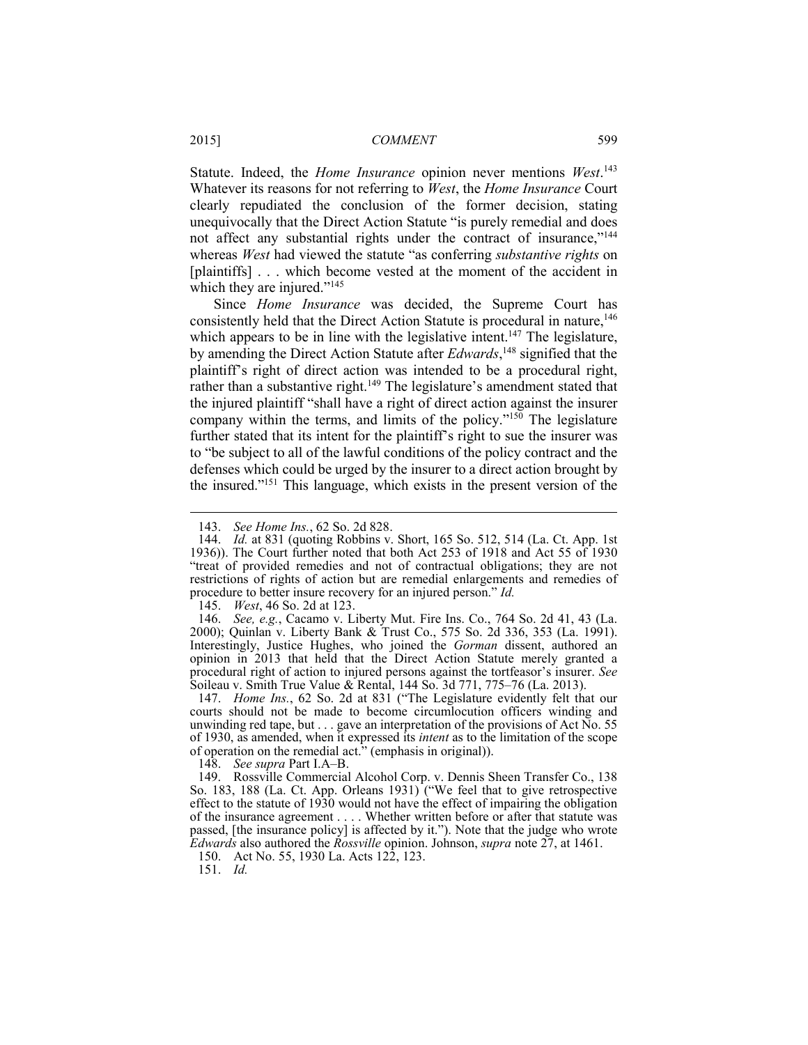Statute. Indeed, the *Home Insurance* opinion never mentions *West*.[143] Whatever its reasons for not referring to *West*, the *Home Insurance* Court clearly repudiated the conclusion of the former decision, stating unequivocally that the Direct Action Statute "is purely remedial and does not affect any substantial rights under the contract of insurance,"[144] whereas *West* had viewed the statute "as conferring *substantive rights* on [plaintiffs] . . . which become vested at the moment of the accident in which they are injured."[145]

Since *Home Insurance* was decided, the Supreme Court has consistently held that the Direct Action Statute is procedural in nature,[146] which appears to be in line with the legislative intent.[147] The legislature, by amending the Direct Action Statute after *Edwards*,[148] signified that the plaintiff's right of direct action was intended to be a procedural right, rather than a substantive right.[149] The legislature's amendment stated that the injured plaintiff "shall have a right of direct action against the insurer company within the terms, and limits of the policy."[150] The legislature further stated that its intent for the plaintiff's right to sue the insurer was to "be subject to all of the lawful conditions of the policy contract and the defenses which could be urged by the insurer to a direct action brought by the insured."[151] This language, which exists in the present version of the

---

143. *See Home Ins.*, 62 So. 2d 828.

144. *Id.* at 831 (quoting Robbins v. Short, 165 So. 512, 514 (La. Ct. App. 1st 1936)). The Court further noted that both Act 253 of 1918 and Act 55 of 1930 "treat of provided remedies and not of contractual obligations; they are not restrictions of rights of action but are remedial enlargements and remedies of procedure to better insure recovery for an injured person." *Id.*

145. *West*, 46 So. 2d at 123.

146. *See, e.g.*, Cacamo v. Liberty Mut. Fire Ins. Co., 764 So. 2d 41, 43 (La. 2000); Quinlan v. Liberty Bank & Trust Co., 575 So. 2d 336, 353 (La. 1991). Interestingly, Justice Hughes, who joined the *Gorman* dissent, authored an opinion in 2013 that held that the Direct Action Statute merely granted a procedural right of action to injured persons against the tortfeasor's insurer. *See* Soileau v. Smith True Value & Rental, 144 So. 3d 771, 775–76 (La. 2013).

147. *Home Ins.*, 62 So. 2d at 831 ("The Legislature evidently felt that our courts should not be made to become circumlocution officers winding and unwinding red tape, but . . . gave an interpretation of the provisions of Act No. 55 of 1930, as amended, when it expressed its *intent* as to the limitation of the scope of operation on the remedial act." (emphasis in original)).

148. *See supra* Part I.A–B.

149. Rossville Commercial Alcohol Corp. v. Dennis Sheen Transfer Co., 138 So. 183, 188 (La. Ct. App. Orleans 1931) ("We feel that to give retrospective effect to the statute of 1930 would not have the effect of impairing the obligation of the insurance agreement . . . . Whether written before or after that statute was passed, [the insurance policy] is affected by it."). Note that the judge who wrote *Edwards* also authored the *Rossville* opinion. Johnson, *supra* note 27, at 1461.

150. Act No. 55, 1930 La. Acts 122, 123.

151. *Id.*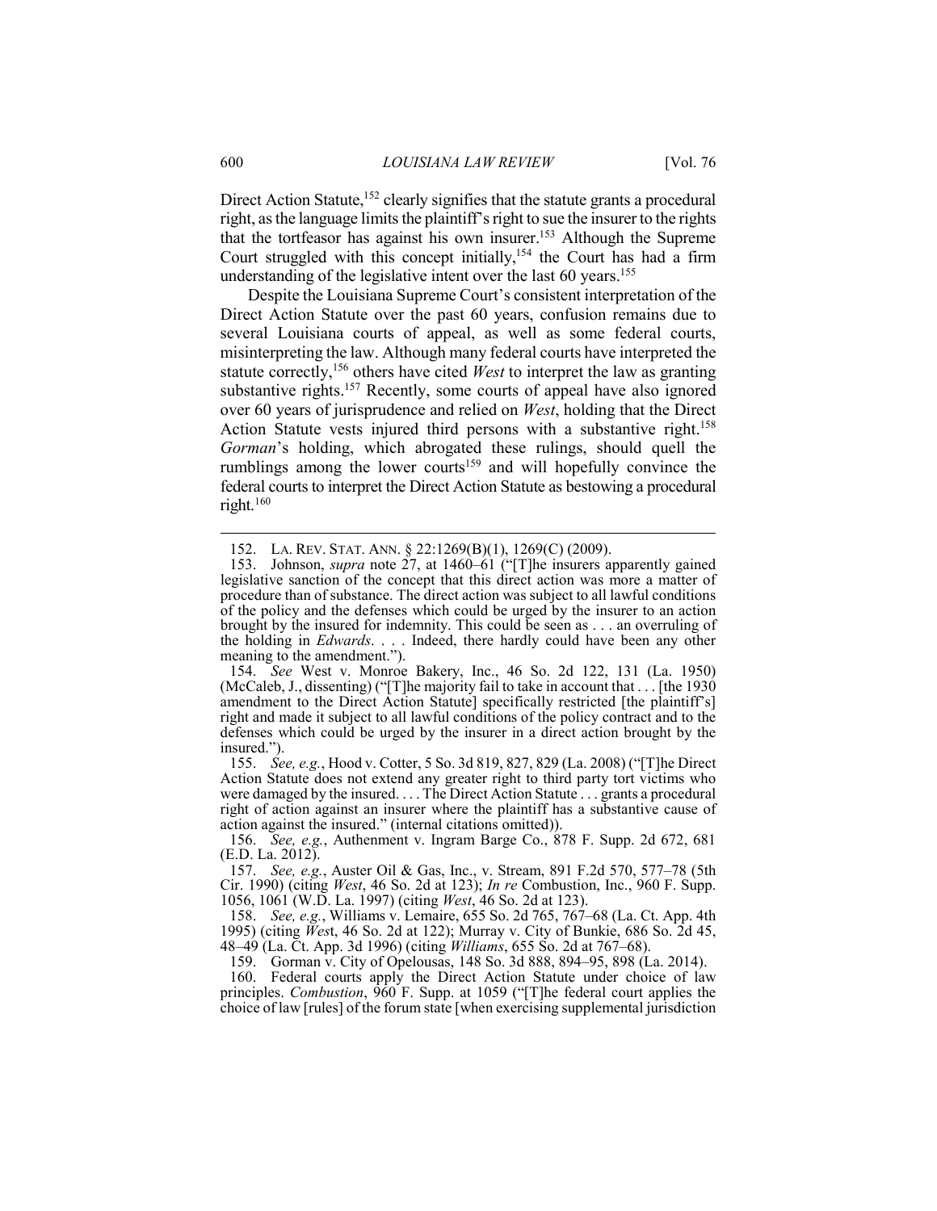Direct Action Statute,[152] clearly signifies that the statute grants a procedural right, as the language limits the plaintiff's right to sue the insurer to the rights that the tortfeasor has against his own insurer.[153] Although the Supreme Court struggled with this concept initially,[154] the Court has had a firm understanding of the legislative intent over the last 60 years.[155]

Despite the Louisiana Supreme Court's consistent interpretation of the Direct Action Statute over the past 60 years, confusion remains due to several Louisiana courts of appeal, as well as some federal courts, misinterpreting the law. Although many federal courts have interpreted the statute correctly,[156] others have cited *West* to interpret the law as granting substantive rights.[157] Recently, some courts of appeal have also ignored over 60 years of jurisprudence and relied on *West*, holding that the Direct Action Statute vests injured third persons with a substantive right.[158] *Gorman*'s holding, which abrogated these rulings, should quell the rumblings among the lower courts[159] and will hopefully convince the federal courts to interpret the Direct Action Statute as bestowing a procedural right.[160]

152. LA. REV. STAT. ANN. § 22:1269(B)(1), 1269(C) (2009).

153. Johnson, *supra* note 27, at 1460–61 ("[T]he insurers apparently gained legislative sanction of the concept that this direct action was more a matter of procedure than of substance. The direct action was subject to all lawful conditions of the policy and the defenses which could be urged by the insurer to an action brought by the insured for indemnity. This could be seen as . . . an overruling of the holding in *Edwards*. . . . Indeed, there hardly could have been any other meaning to the amendment.").

154. *See* West v. Monroe Bakery, Inc., 46 So. 2d 122, 131 (La. 1950) (McCaleb, J., dissenting) ("[T]he majority fail to take in account that . . . [the 1930 amendment to the Direct Action Statute] specifically restricted [the plaintiff's] right and made it subject to all lawful conditions of the policy contract and to the defenses which could be urged by the insurer in a direct action brought by the insured.").

155. *See, e.g.*, Hood v. Cotter, 5 So. 3d 819, 827, 829 (La. 2008) ("[T]he Direct Action Statute does not extend any greater right to third party tort victims who were damaged by the insured. . . . The Direct Action Statute . . . grants a procedural right of action against an insurer where the plaintiff has a substantive cause of action against the insured." (internal citations omitted)).

156. *See, e.g.*, Authenment v. Ingram Barge Co., 878 F. Supp. 2d 672, 681 (E.D. La. 2012).

157. *See, e.g.*, Auster Oil & Gas, Inc., v. Stream, 891 F.2d 570, 577–78 (5th Cir. 1990) (citing *West*, 46 So. 2d at 123); *In re* Combustion, Inc., 960 F. Supp. 1056, 1061 (W.D. La. 1997) (citing *West*, 46 So. 2d at 123).

158. *See, e.g.*, Williams v. Lemaire, 655 So. 2d 765, 767–68 (La. Ct. App. 4th 1995) (citing *West*, 46 So. 2d at 122); Murray v. City of Bunkie, 686 So. 2d 45, 48–49 (La. Ct. App. 3d 1996) (citing *Williams*, 655 So. 2d at 767–68).

159. Gorman v. City of Opelousas, 148 So. 3d 888, 894–95, 898 (La. 2014).

160. Federal courts apply the Direct Action Statute under choice of law principles. *Combustion*, 960 F. Supp. at 1059 ("[T]he federal court applies the choice of law [rules] of the forum state [when exercising supplemental jurisdiction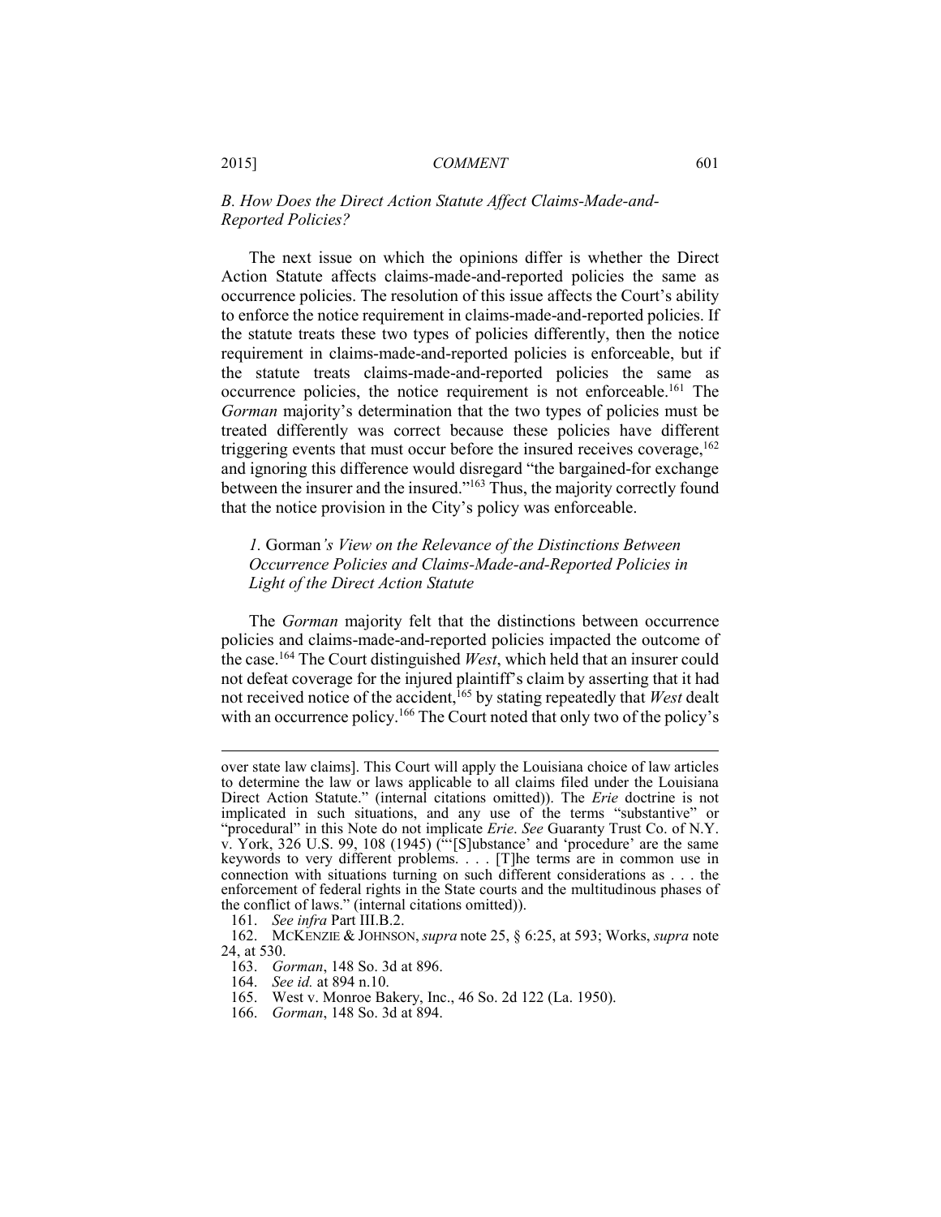### *B. How Does the Direct Action Statute Affect Claims-Made-and-Reported Policies?*

The next issue on which the opinions differ is whether the Direct Action Statute affects claims-made-and-reported policies the same as occurrence policies. The resolution of this issue affects the Court's ability to enforce the notice requirement in claims-made-and-reported policies. If the statute treats these two types of policies differently, then the notice requirement in claims-made-and-reported policies is enforceable, but if the statute treats claims-made-and-reported policies the same as occurrence policies, the notice requirement is not enforceable.[161] The *Gorman* majority's determination that the two types of policies must be treated differently was correct because these policies have different triggering events that must occur before the insured receives coverage,[162] and ignoring this difference would disregard "the bargained-for exchange between the insurer and the insured."[163] Thus, the majority correctly found that the notice provision in the City's policy was enforceable.

#### *1.* Gorman*'s View on the Relevance of the Distinctions Between Occurrence Policies and Claims-Made-and-Reported Policies in Light of the Direct Action Statute*

The *Gorman* majority felt that the distinctions between occurrence policies and claims-made-and-reported policies impacted the outcome of the case.[164] The Court distinguished *West*, which held that an insurer could not defeat coverage for the injured plaintiff's claim by asserting that it had not received notice of the accident,[165] by stating repeatedly that *West* dealt with an occurrence policy.[166] The Court noted that only two of the policy's

---

over state law claims]. This Court will apply the Louisiana choice of law articles to determine the law or laws applicable to all claims filed under the Louisiana Direct Action Statute." (internal citations omitted)). The *Erie* doctrine is not implicated in such situations, and any use of the terms "substantive" or "procedural" in this Note do not implicate *Erie*. *See* Guaranty Trust Co. of N.Y. v. York, 326 U.S. 99, 108 (1945) ("'[S]ubstance' and 'procedure' are the same keywords to very different problems. . . . [T]he terms are in common use in connection with situations turning on such different considerations as . . . the enforcement of federal rights in the State courts and the multitudinous phases of the conflict of laws." (internal citations omitted)).

161. *See infra* Part III.B.2.

162. MCKENZIE & JOHNSON, *supra* note 25, § 6:25, at 593; Works, *supra* note 24, at 530.

163. *Gorman*, 148 So. 3d at 896.

164. *See id.* at 894 n.10.

165. West v. Monroe Bakery, Inc., 46 So. 2d 122 (La. 1950).

166. *Gorman*, 148 So. 3d at 894.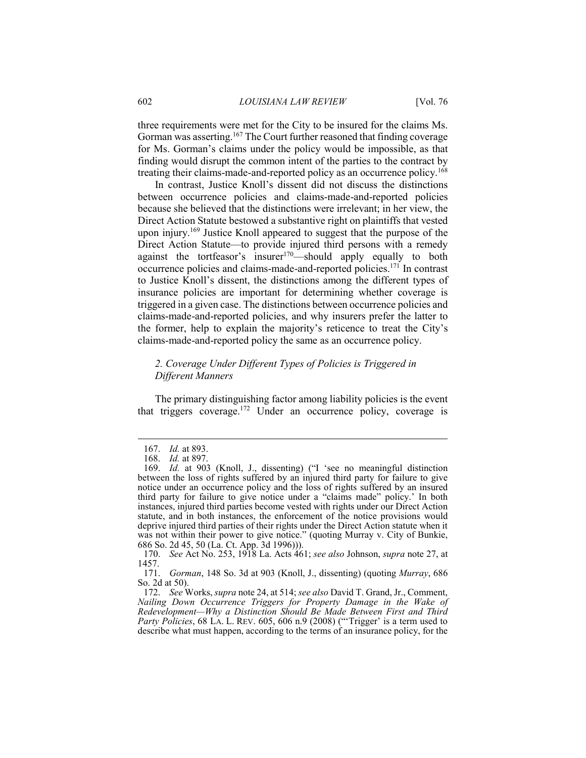three requirements were met for the City to be insured for the claims Ms. Gorman was asserting.[167] The Court further reasoned that finding coverage for Ms. Gorman's claims under the policy would be impossible, as that finding would disrupt the common intent of the parties to the contract by treating their claims-made-and-reported policy as an occurrence policy.[168]

In contrast, Justice Knoll's dissent did not discuss the distinctions between occurrence policies and claims-made-and-reported policies because she believed that the distinctions were irrelevant; in her view, the Direct Action Statute bestowed a substantive right on plaintiffs that vested upon injury.[169] Justice Knoll appeared to suggest that the purpose of the Direct Action Statute—to provide injured third persons with a remedy against the tortfeasor's insurer[170]—should apply equally to both occurrence policies and claims-made-and-reported policies.[171] In contrast to Justice Knoll's dissent, the distinctions among the different types of insurance policies are important for determining whether coverage is triggered in a given case. The distinctions between occurrence policies and claims-made-and-reported policies, and why insurers prefer the latter to the former, help to explain the majority's reticence to treat the City's claims-made-and-reported policy the same as an occurrence policy.

### *2. Coverage Under Different Types of Policies is Triggered in Different Manners*

The primary distinguishing factor among liability policies is the event that triggers coverage.[172] Under an occurrence policy, coverage is

---

167. *Id.* at 893.

168. *Id.* at 897.

169. *Id.* at 903 (Knoll, J., dissenting) ("I 'see no meaningful distinction between the loss of rights suffered by an injured third party for failure to give notice under an occurrence policy and the loss of rights suffered by an insured third party for failure to give notice under a "claims made" policy.' In both instances, injured third parties become vested with rights under our Direct Action statute, and in both instances, the enforcement of the notice provisions would deprive injured third parties of their rights under the Direct Action statute when it was not within their power to give notice." (quoting Murray v. City of Bunkie, 686 So. 2d 45, 50 (La. Ct. App. 3d 1996))).

170. *See* Act No. 253, 1918 La. Acts 461; *see also* Johnson, *supra* note 27, at 1457.

171. *Gorman*, 148 So. 3d at 903 (Knoll, J., dissenting) (quoting *Murray*, 686 So. 2d at 50).

172. *See* Works, *supra* note 24, at 514; *see also* David T. Grand, Jr., Comment, *Nailing Down Occurrence Triggers for Property Damage in the Wake of Redevelopment—Why a Distinction Should Be Made Between First and Third Party Policies*, 68 LA. L. REV. 605, 606 n.9 (2008) ("'Trigger' is a term used to describe what must happen, according to the terms of an insurance policy, for the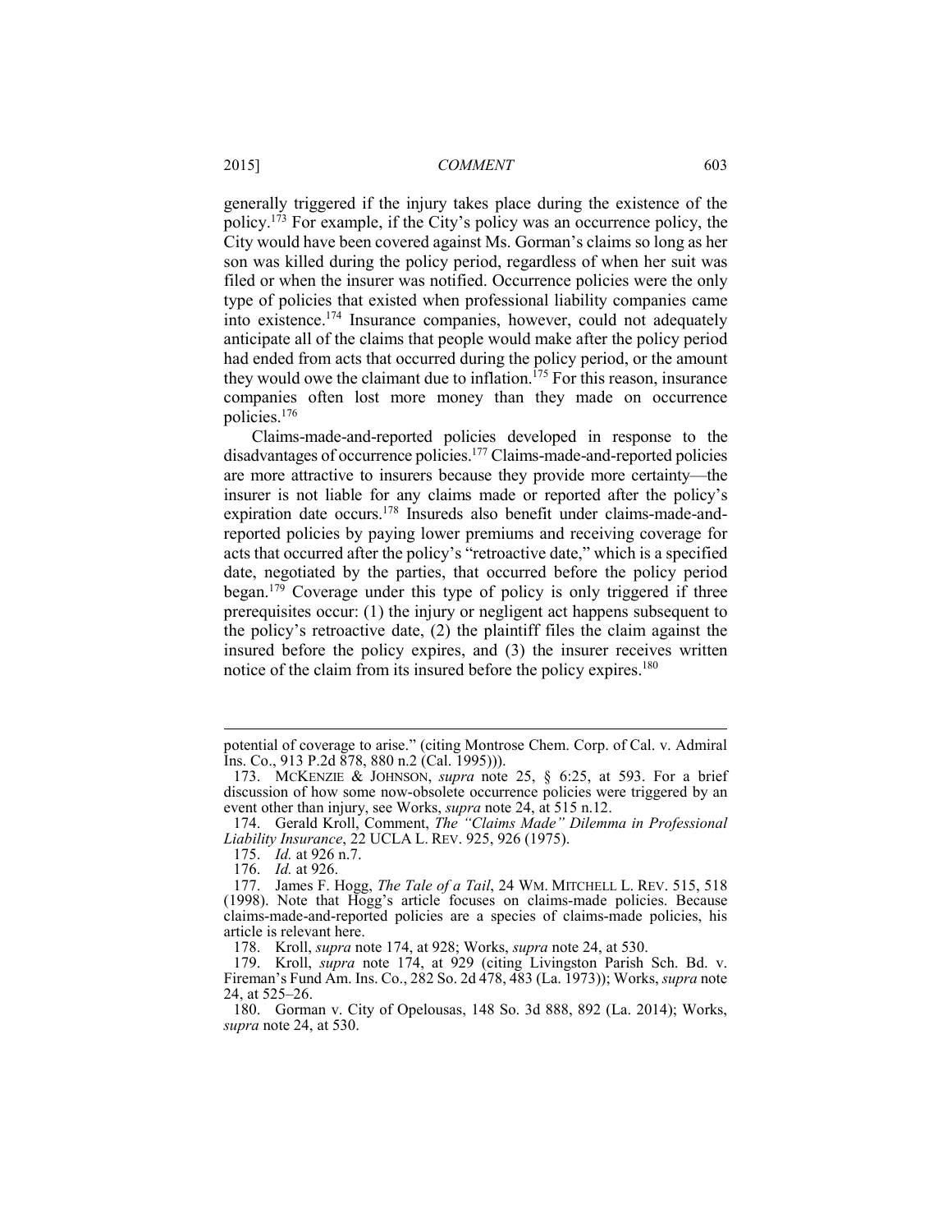generally triggered if the injury takes place during the existence of the policy.[173] For example, if the City's policy was an occurrence policy, the City would have been covered against Ms. Gorman's claims so long as her son was killed during the policy period, regardless of when her suit was filed or when the insurer was notified. Occurrence policies were the only type of policies that existed when professional liability companies came into existence.[174] Insurance companies, however, could not adequately anticipate all of the claims that people would make after the policy period had ended from acts that occurred during the policy period, or the amount they would owe the claimant due to inflation.[175] For this reason, insurance companies often lost more money than they made on occurrence policies.[176]

Claims-made-and-reported policies developed in response to the disadvantages of occurrence policies.[177] Claims-made-and-reported policies are more attractive to insurers because they provide more certainty—the insurer is not liable for any claims made or reported after the policy's expiration date occurs.[178] Insureds also benefit under claims-made-and-reported policies by paying lower premiums and receiving coverage for acts that occurred after the policy's "retroactive date," which is a specified date, negotiated by the parties, that occurred before the policy period began.[179] Coverage under this type of policy is only triggered if three prerequisites occur: (1) the injury or negligent act happens subsequent to the policy's retroactive date, (2) the plaintiff files the claim against the insured before the policy expires, and (3) the insurer receives written notice of the claim from its insured before the policy expires.[180]

---

potential of coverage to arise." (citing Montrose Chem. Corp. of Cal. v. Admiral Ins. Co., 913 P.2d 878, 880 n.2 (Cal. 1995))).

173. McKenzie & Johnson, *supra* note 25, § 6:25, at 593. For a brief discussion of how some now-obsolete occurrence policies were triggered by an event other than injury, see Works, *supra* note 24, at 515 n.12.

174. Gerald Kroll, Comment, *The "Claims Made" Dilemma in Professional Liability Insurance*, 22 UCLA L. Rev. 925, 926 (1975).

175. *Id.* at 926 n.7.

176. *Id.* at 926.

177. James F. Hogg, *The Tale of a Tail*, 24 Wm. Mitchell L. Rev. 515, 518 (1998). Note that Hogg's article focuses on claims-made policies. Because claims-made-and-reported policies are a species of claims-made policies, his article is relevant here.

178. Kroll, *supra* note 174, at 928; Works, *supra* note 24, at 530.

179. Kroll, *supra* note 174, at 929 (citing Livingston Parish Sch. Bd. v. Fireman's Fund Am. Ins. Co., 282 So. 2d 478, 483 (La. 1973)); Works, *supra* note 24, at 525–26.

180. Gorman v. City of Opelousas, 148 So. 3d 888, 892 (La. 2014); Works, *supra* note 24, at 530.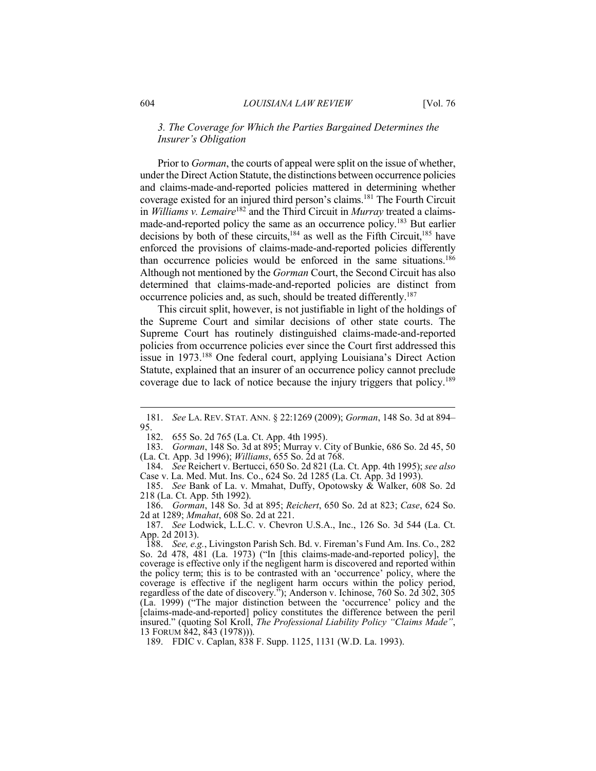### *3. The Coverage for Which the Parties Bargained Determines the Insurer's Obligation*

Prior to *Gorman*, the courts of appeal were split on the issue of whether, under the Direct Action Statute, the distinctions between occurrence policies and claims-made-and-reported policies mattered in determining whether coverage existed for an injured third person's claims.[181] The Fourth Circuit in *Williams v. Lemaire*[182] and the Third Circuit in *Murray* treated a claims-made-and-reported policy the same as an occurrence policy.[183] But earlier decisions by both of these circuits,[184] as well as the Fifth Circuit,[185] have enforced the provisions of claims-made-and-reported policies differently than occurrence policies would be enforced in the same situations.[186] Although not mentioned by the *Gorman* Court, the Second Circuit has also determined that claims-made-and-reported policies are distinct from occurrence policies and, as such, should be treated differently.[187]

This circuit split, however, is not justifiable in light of the holdings of the Supreme Court and similar decisions of other state courts. The Supreme Court has routinely distinguished claims-made-and-reported policies from occurrence policies ever since the Court first addressed this issue in 1973.[188] One federal court, applying Louisiana's Direct Action Statute, explained that an insurer of an occurrence policy cannot preclude coverage due to lack of notice because the injury triggers that policy.[189]

---

181. *See* LA. REV. STAT. ANN. § 22:1269 (2009); *Gorman*, 148 So. 3d at 894–95.

182. 655 So. 2d 765 (La. Ct. App. 4th 1995).

183. *Gorman*, 148 So. 3d at 895; Murray v. City of Bunkie, 686 So. 2d 45, 50 (La. Ct. App. 3d 1996); *Williams*, 655 So. 2d at 768.

184. *See* Reichert v. Bertucci, 650 So. 2d 821 (La. Ct. App. 4th 1995); *see also* Case v. La. Med. Mut. Ins. Co., 624 So. 2d 1285 (La. Ct. App. 3d 1993).

185. *See* Bank of La. v. Mmahat, Duffy, Opotowsky & Walker, 608 So. 2d 218 (La. Ct. App. 5th 1992).

186. *Gorman*, 148 So. 3d at 895; *Reichert*, 650 So. 2d at 823; *Case*, 624 So. 2d at 1289; *Mmahat*, 608 So. 2d at 221.

187. *See* Lodwick, L.L.C. v. Chevron U.S.A., Inc., 126 So. 3d 544 (La. Ct. App. 2d 2013).

188. *See, e.g.*, Livingston Parish Sch. Bd. v. Fireman's Fund Am. Ins. Co., 282 So. 2d 478, 481 (La. 1973) ("In [this claims-made-and-reported policy], the coverage is effective only if the negligent harm is discovered and reported within the policy term; this is to be contrasted with an 'occurrence' policy, where the coverage is effective if the negligent harm occurs within the policy period, regardless of the date of discovery."); Anderson v. Ichinose, 760 So. 2d 302, 305 (La. 1999) ("The major distinction between the 'occurrence' policy and the [claims-made-and-reported] policy constitutes the difference between the peril insured." (quoting Sol Kroll, *The Professional Liability Policy "Claims Made"*, 13 FORUM 842, 843 (1978))).

189. FDIC v. Caplan, 838 F. Supp. 1125, 1131 (W.D. La. 1993).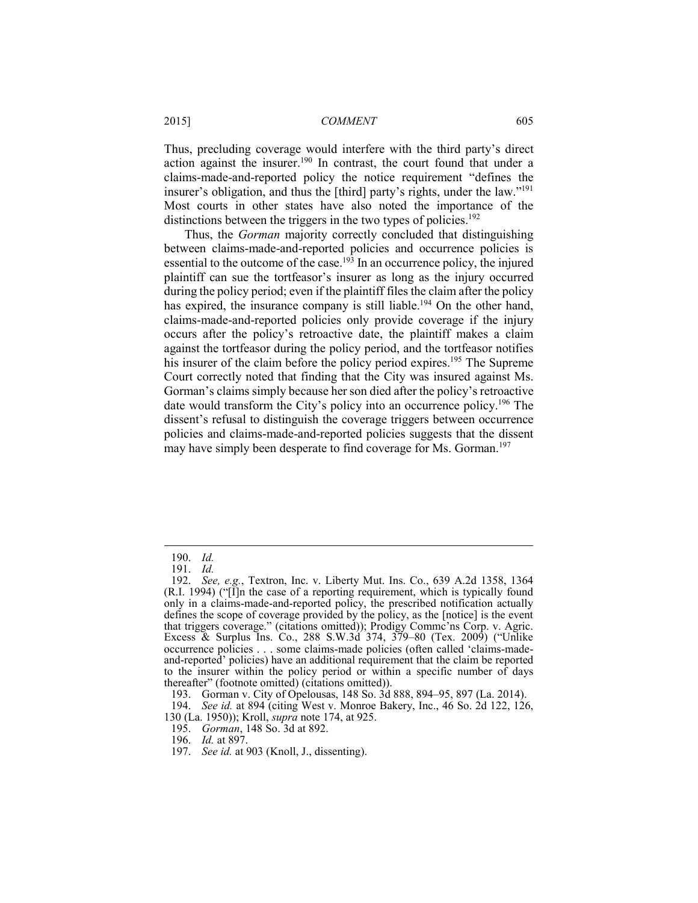Thus, precluding coverage would interfere with the third party's direct action against the insurer.[190] In contrast, the court found that under a claims-made-and-reported policy the notice requirement "defines the insurer's obligation, and thus the [third] party's rights, under the law."[191] Most courts in other states have also noted the importance of the distinctions between the triggers in the two types of policies.[192]

Thus, the *Gorman* majority correctly concluded that distinguishing between claims-made-and-reported policies and occurrence policies is essential to the outcome of the case.[193] In an occurrence policy, the injured plaintiff can sue the tortfeasor's insurer as long as the injury occurred during the policy period; even if the plaintiff files the claim after the policy has expired, the insurance company is still liable.[194] On the other hand, claims-made-and-reported policies only provide coverage if the injury occurs after the policy's retroactive date, the plaintiff makes a claim against the tortfeasor during the policy period, and the tortfeasor notifies his insurer of the claim before the policy period expires.[195] The Supreme Court correctly noted that finding that the City was insured against Ms. Gorman's claims simply because her son died after the policy's retroactive date would transform the City's policy into an occurrence policy.[196] The dissent's refusal to distinguish the coverage triggers between occurrence policies and claims-made-and-reported policies suggests that the dissent may have simply been desperate to find coverage for Ms. Gorman.[197]

---

190. *Id.*

191. *Id.*

192. *See, e.g.*, Textron, Inc. v. Liberty Mut. Ins. Co., 639 A.2d 1358, 1364 (R.I. 1994) ("[I]n the case of a reporting requirement, which is typically found only in a claims-made-and-reported policy, the prescribed notification actually defines the scope of coverage provided by the policy, as the [notice] is the event that triggers coverage." (citations omitted)); Prodigy Commc'ns Corp. v. Agric. Excess & Surplus Ins. Co., 288 S.W.3d 374, 379–80 (Tex. 2009) ("Unlike occurrence policies . . . some claims-made policies (often called 'claims-made-and-reported' policies) have an additional requirement that the claim be reported to the insurer within the policy period or within a specific number of days thereafter" (footnote omitted) (citations omitted)).

193. Gorman v. City of Opelousas, 148 So. 3d 888, 894–95, 897 (La. 2014).

194. *See id.* at 894 (citing West v. Monroe Bakery, Inc., 46 So. 2d 122, 126, 130 (La. 1950)); Kroll, *supra* note 174, at 925.

195. *Gorman*, 148 So. 3d at 892.

196. *Id.* at 897.

197. *See id.* at 903 (Knoll, J., dissenting).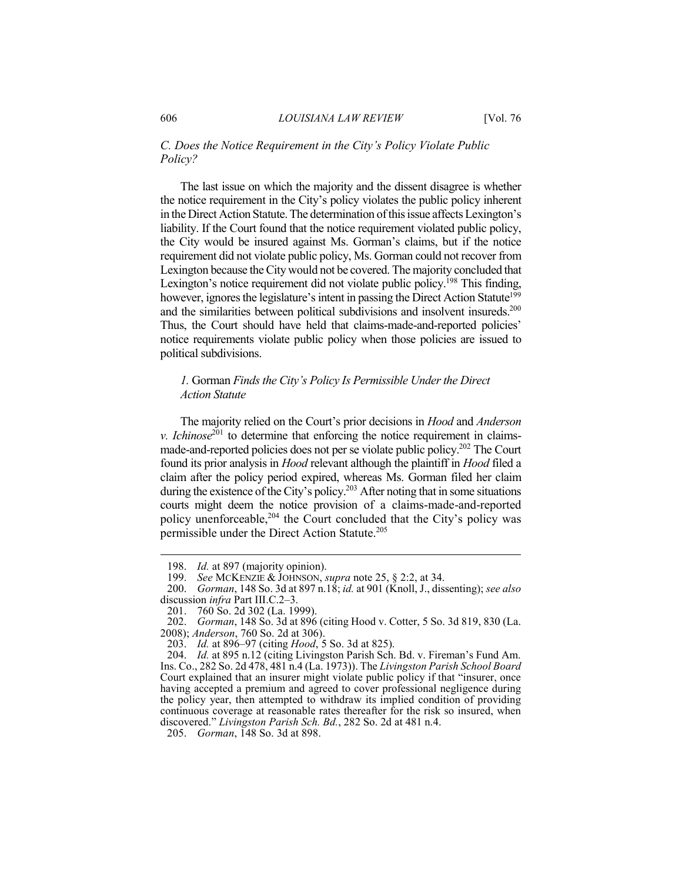### *C. Does the Notice Requirement in the City's Policy Violate Public Policy?*

The last issue on which the majority and the dissent disagree is whether the notice requirement in the City's policy violates the public policy inherent in the Direct Action Statute. The determination of this issue affects Lexington's liability. If the Court found that the notice requirement violated public policy, the City would be insured against Ms. Gorman's claims, but if the notice requirement did not violate public policy, Ms. Gorman could not recover from Lexington because the City would not be covered. The majority concluded that Lexington's notice requirement did not violate public policy.[198] This finding, however, ignores the legislature's intent in passing the Direct Action Statute[199] and the similarities between political subdivisions and insolvent insureds.[200] Thus, the Court should have held that claims-made-and-reported policies' notice requirements violate public policy when those policies are issued to political subdivisions.

#### *1.* Gorman *Finds the City's Policy Is Permissible Under the Direct Action Statute*

The majority relied on the Court's prior decisions in *Hood* and *Anderson v. Ichinose*[201] to determine that enforcing the notice requirement in claims-made-and-reported policies does not per se violate public policy.[202] The Court found its prior analysis in *Hood* relevant although the plaintiff in *Hood* filed a claim after the policy period expired, whereas Ms. Gorman filed her claim during the existence of the City's policy.[203] After noting that in some situations courts might deem the notice provision of a claims-made-and-reported policy unenforceable,[204] the Court concluded that the City's policy was permissible under the Direct Action Statute.[205]

---

198. *Id.* at 897 (majority opinion).

199. *See* MCKENZIE & JOHNSON, *supra* note 25, § 2:2, at 34.

200. *Gorman*, 148 So. 3d at 897 n.18; *id.* at 901 (Knoll, J., dissenting); *see also* discussion *infra* Part III.C.2–3.

201. 760 So. 2d 302 (La. 1999).

202. *Gorman*, 148 So. 3d at 896 (citing Hood v. Cotter, 5 So. 3d 819, 830 (La. 2008); *Anderson*, 760 So. 2d at 306).

203. *Id.* at 896–97 (citing *Hood*, 5 So. 3d at 825).

204. *Id.* at 895 n.12 (citing Livingston Parish Sch. Bd. v. Fireman's Fund Am. Ins. Co., 282 So. 2d 478, 481 n.4 (La. 1973)). The *Livingston Parish School Board* Court explained that an insurer might violate public policy if that "insurer, once having accepted a premium and agreed to cover professional negligence during the policy year, then attempted to withdraw its implied condition of providing continuous coverage at reasonable rates thereafter for the risk so insured, when discovered." *Livingston Parish Sch. Bd.*, 282 So. 2d at 481 n.4.

205. *Gorman*, 148 So. 3d at 898.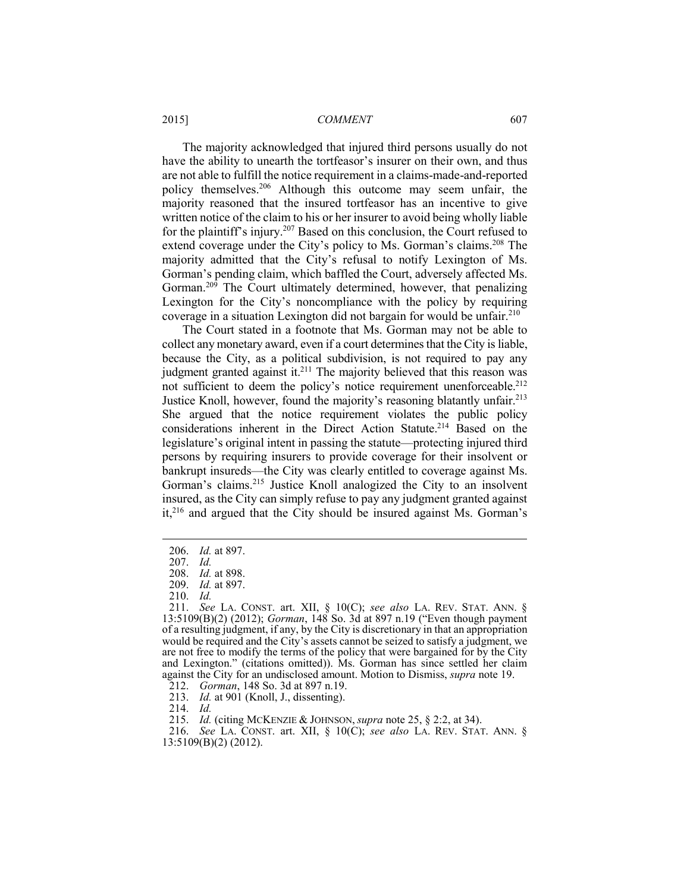The majority acknowledged that injured third persons usually do not have the ability to unearth the tortfeasor's insurer on their own, and thus are not able to fulfill the notice requirement in a claims-made-and-reported policy themselves.[206] Although this outcome may seem unfair, the majority reasoned that the insured tortfeasor has an incentive to give written notice of the claim to his or her insurer to avoid being wholly liable for the plaintiff's injury.[207] Based on this conclusion, the Court refused to extend coverage under the City's policy to Ms. Gorman's claims.[208] The majority admitted that the City's refusal to notify Lexington of Ms. Gorman's pending claim, which baffled the Court, adversely affected Ms. Gorman.[209] The Court ultimately determined, however, that penalizing Lexington for the City's noncompliance with the policy by requiring coverage in a situation Lexington did not bargain for would be unfair.[210]

The Court stated in a footnote that Ms. Gorman may not be able to collect any monetary award, even if a court determines that the City is liable, because the City, as a political subdivision, is not required to pay any judgment granted against it.[211] The majority believed that this reason was not sufficient to deem the policy's notice requirement unenforceable.[212] Justice Knoll, however, found the majority's reasoning blatantly unfair.[213] She argued that the notice requirement violates the public policy considerations inherent in the Direct Action Statute.[214] Based on the legislature's original intent in passing the statute—protecting injured third persons by requiring insurers to provide coverage for their insolvent or bankrupt insureds—the City was clearly entitled to coverage against Ms. Gorman's claims.[215] Justice Knoll analogized the City to an insolvent insured, as the City can simply refuse to pay any judgment granted against it,[216] and argued that the City should be insured against Ms. Gorman's

---

206. *Id.* at 897.

207. *Id.*

208. *Id.* at 898.

209. *Id.* at 897.

210. *Id.*

211. *See* LA. CONST. art. XII, § 10(C); *see also* LA. REV. STAT. ANN. § 13:5109(B)(2) (2012); *Gorman*, 148 So. 3d at 897 n.19 ("Even though payment of a resulting judgment, if any, by the City is discretionary in that an appropriation would be required and the City's assets cannot be seized to satisfy a judgment, we are not free to modify the terms of the policy that were bargained for by the City and Lexington." (citations omitted)). Ms. Gorman has since settled her claim against the City for an undisclosed amount. Motion to Dismiss, *supra* note 19.

212. *Gorman*, 148 So. 3d at 897 n.19.

213. *Id.* at 901 (Knoll, J., dissenting).

214. *Id.*

215. *Id.* (citing MCKENZIE & JOHNSON, *supra* note 25, § 2:2, at 34).

216. *See* LA. CONST. art. XII, § 10(C); *see also* LA. REV. STAT. ANN. § 13:5109(B)(2) (2012).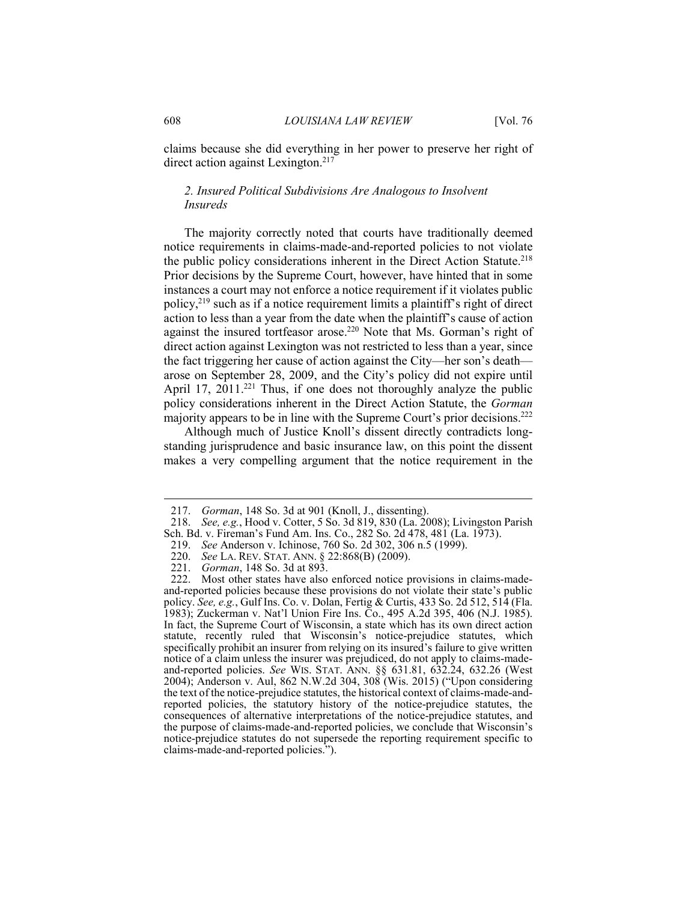claims because she did everything in her power to preserve her right of direct action against Lexington.[217]

### *2. Insured Political Subdivisions Are Analogous to Insolvent Insureds*

The majority correctly noted that courts have traditionally deemed notice requirements in claims-made-and-reported policies to not violate the public policy considerations inherent in the Direct Action Statute.[218] Prior decisions by the Supreme Court, however, have hinted that in some instances a court may not enforce a notice requirement if it violates public policy,[219] such as if a notice requirement limits a plaintiff's right of direct action to less than a year from the date when the plaintiff's cause of action against the insured tortfeasor arose.[220] Note that Ms. Gorman's right of direct action against Lexington was not restricted to less than a year, since the fact triggering her cause of action against the City—her son's death—arose on September 28, 2009, and the City's policy did not expire until April 17, 2011.[221] Thus, if one does not thoroughly analyze the public policy considerations inherent in the Direct Action Statute, the *Gorman* majority appears to be in line with the Supreme Court's prior decisions.[222]

Although much of Justice Knoll's dissent directly contradicts long-standing jurisprudence and basic insurance law, on this point the dissent makes a very compelling argument that the notice requirement in the

---

217. *Gorman*, 148 So. 3d at 901 (Knoll, J., dissenting).

218. *See, e.g.*, Hood v. Cotter, 5 So. 3d 819, 830 (La. 2008); Livingston Parish Sch. Bd. v. Fireman's Fund Am. Ins. Co., 282 So. 2d 478, 481 (La. 1973).

219. *See* Anderson v. Ichinose, 760 So. 2d 302, 306 n.5 (1999).

220. *See* LA. REV. STAT. ANN. § 22:868(B) (2009).

221. *Gorman*, 148 So. 3d at 893.

222. Most other states have also enforced notice provisions in claims-made-and-reported policies because these provisions do not violate their state's public policy. *See, e.g.*, Gulf Ins. Co. v. Dolan, Fertig & Curtis, 433 So. 2d 512, 514 (Fla. 1983); Zuckerman v. Nat'l Union Fire Ins. Co., 495 A.2d 395, 406 (N.J. 1985). In fact, the Supreme Court of Wisconsin, a state which has its own direct action statute, recently ruled that Wisconsin's notice-prejudice statutes, which specifically prohibit an insurer from relying on its insured's failure to give written notice of a claim unless the insurer was prejudiced, do not apply to claims-made-and-reported policies. *See* WIS. STAT. ANN. §§ 631.81, 632.24, 632.26 (West 2004); Anderson v. Aul, 862 N.W.2d 304, 308 (Wis. 2015) ("Upon considering the text of the notice-prejudice statutes, the historical context of claims-made-and-reported policies, the statutory history of the notice-prejudice statutes, the consequences of alternative interpretations of the notice-prejudice statutes, and the purpose of claims-made-and-reported policies, we conclude that Wisconsin's notice-prejudice statutes do not supersede the reporting requirement specific to claims-made-and-reported policies.").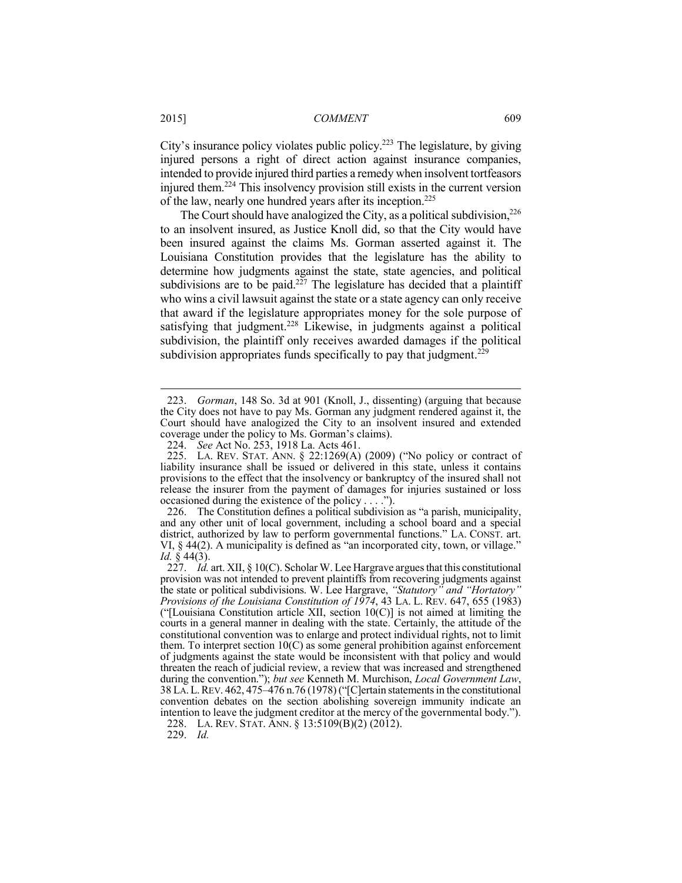City's insurance policy violates public policy.[223] The legislature, by giving injured persons a right of direct action against insurance companies, intended to provide injured third parties a remedy when insolvent tortfeasors injured them.[224] This insolvency provision still exists in the current version of the law, nearly one hundred years after its inception.[225]

The Court should have analogized the City, as a political subdivision,[226] to an insolvent insured, as Justice Knoll did, so that the City would have been insured against the claims Ms. Gorman asserted against it. The Louisiana Constitution provides that the legislature has the ability to determine how judgments against the state, state agencies, and political subdivisions are to be paid.[227] The legislature has decided that a plaintiff who wins a civil lawsuit against the state or a state agency can only receive that award if the legislature appropriates money for the sole purpose of satisfying that judgment.[228] Likewise, in judgments against a political subdivision, the plaintiff only receives awarded damages if the political subdivision appropriates funds specifically to pay that judgment.[229]

---

223. *Gorman*, 148 So. 3d at 901 (Knoll, J., dissenting) (arguing that because the City does not have to pay Ms. Gorman any judgment rendered against it, the Court should have analogized the City to an insolvent insured and extended coverage under the policy to Ms. Gorman's claims).

224. *See* Act No. 253, 1918 La. Acts 461.

225. LA. REV. STAT. ANN. § 22:1269(A) (2009) ("No policy or contract of liability insurance shall be issued or delivered in this state, unless it contains provisions to the effect that the insolvency or bankruptcy of the insured shall not release the insurer from the payment of damages for injuries sustained or loss occasioned during the existence of the policy . . . .").

226. The Constitution defines a political subdivision as "a parish, municipality, and any other unit of local government, including a school board and a special district, authorized by law to perform governmental functions." LA. CONST. art. VI, § 44(2). A municipality is defined as "an incorporated city, town, or village." *Id.* § 44(3).

227. *Id.* art. XII, § 10(C). Scholar W. Lee Hargrave argues that this constitutional provision was not intended to prevent plaintiffs from recovering judgments against the state or political subdivisions. W. Lee Hargrave, *"Statutory" and "Hortatory" Provisions of the Louisiana Constitution of 1974*, 43 LA. L. REV. 647, 655 (1983) ("[Louisiana Constitution article XII, section 10(C)] is not aimed at limiting the courts in a general manner in dealing with the state. Certainly, the attitude of the constitutional convention was to enlarge and protect individual rights, not to limit them. To interpret section 10(C) as some general prohibition against enforcement of judgments against the state would be inconsistent with that policy and would threaten the reach of judicial review, a review that was increased and strengthened during the convention."); *but see* Kenneth M. Murchison, *Local Government Law*, 38 LA. L. REV. 462, 475–476 n.76 (1978) ("[C]ertain statements in the constitutional convention debates on the section abolishing sovereign immunity indicate an intention to leave the judgment creditor at the mercy of the governmental body.").

228. LA. REV. STAT. ANN. § 13:5109(B)(2) (2012).

229. *Id.*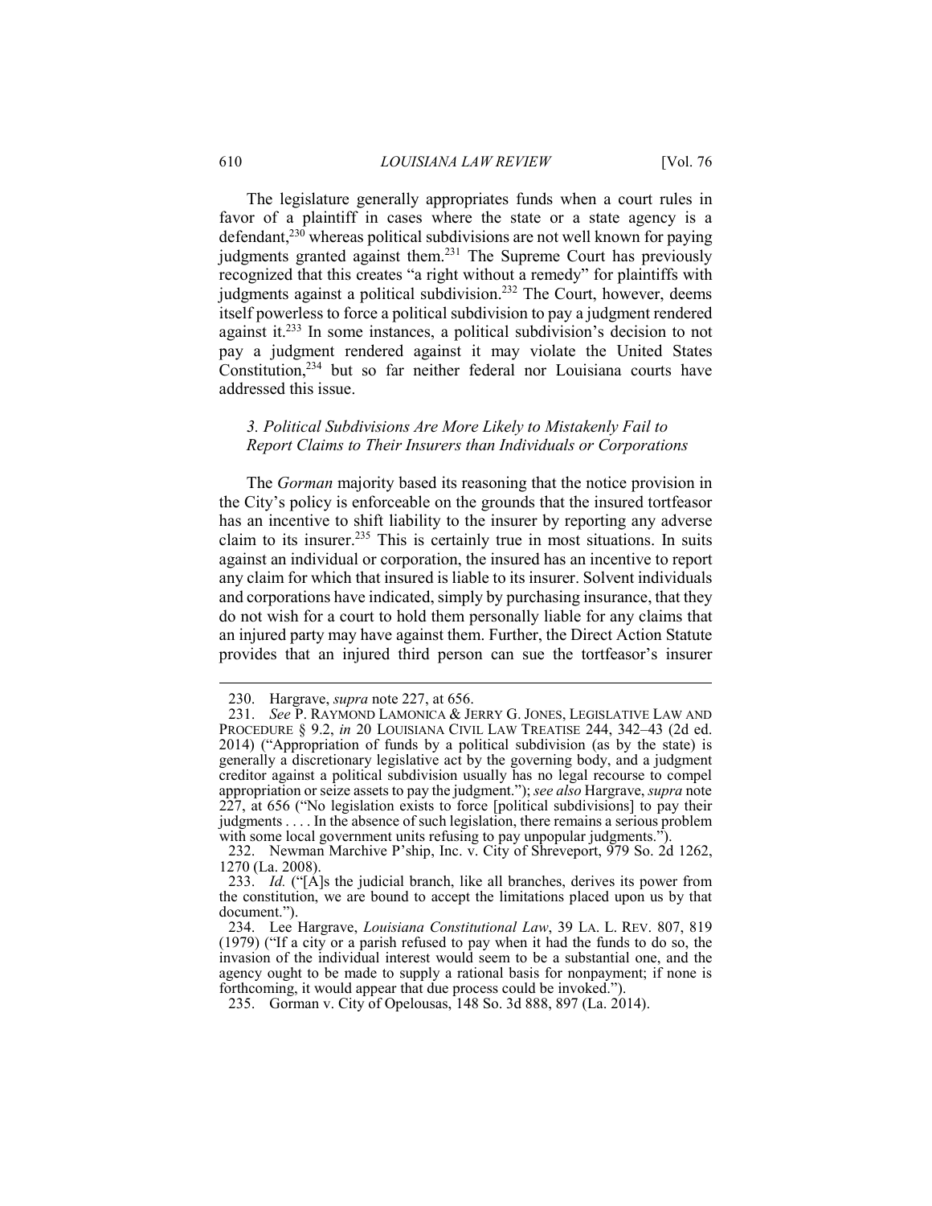The legislature generally appropriates funds when a court rules in favor of a plaintiff in cases where the state or a state agency is a defendant,[230] whereas political subdivisions are not well known for paying judgments granted against them.[231] The Supreme Court has previously recognized that this creates "a right without a remedy" for plaintiffs with judgments against a political subdivision.[232] The Court, however, deems itself powerless to force a political subdivision to pay a judgment rendered against it.[233] In some instances, a political subdivision's decision to not pay a judgment rendered against it may violate the United States Constitution,[234] but so far neither federal nor Louisiana courts have addressed this issue.

### *3. Political Subdivisions Are More Likely to Mistakenly Fail to Report Claims to Their Insurers than Individuals or Corporations*

The *Gorman* majority based its reasoning that the notice provision in the City's policy is enforceable on the grounds that the insured tortfeasor has an incentive to shift liability to the insurer by reporting any adverse claim to its insurer.[235] This is certainly true in most situations. In suits against an individual or corporation, the insured has an incentive to report any claim for which that insured is liable to its insurer. Solvent individuals and corporations have indicated, simply by purchasing insurance, that they do not wish for a court to hold them personally liable for any claims that an injured party may have against them. Further, the Direct Action Statute provides that an injured third person can sue the tortfeasor's insurer

---

230. Hargrave, *supra* note 227, at 656.

231. *See* P. RAYMOND LAMONICA & JERRY G. JONES, LEGISLATIVE LAW AND PROCEDURE § 9.2, *in* 20 LOUISIANA CIVIL LAW TREATISE 244, 342–43 (2d ed. 2014) ("Appropriation of funds by a political subdivision (as by the state) is generally a discretionary legislative act by the governing body, and a judgment creditor against a political subdivision usually has no legal recourse to compel appropriation or seize assets to pay the judgment."); *see also* Hargrave, *supra* note 227, at 656 ("No legislation exists to force [political subdivisions] to pay their judgments . . . . In the absence of such legislation, there remains a serious problem with some local government units refusing to pay unpopular judgments.").

232. Newman Marchive P'ship, Inc. v. City of Shreveport, 979 So. 2d 1262, 1270 (La. 2008).

233. *Id.* ("[A]s the judicial branch, like all branches, derives its power from the constitution, we are bound to accept the limitations placed upon us by that document.").

234. Lee Hargrave, *Louisiana Constitutional Law*, 39 LA. L. REV. 807, 819 (1979) ("If a city or a parish refused to pay when it had the funds to do so, the invasion of the individual interest would seem to be a substantial one, and the agency ought to be made to supply a rational basis for nonpayment; if none is forthcoming, it would appear that due process could be invoked.").

235. Gorman v. City of Opelousas, 148 So. 3d 888, 897 (La. 2014).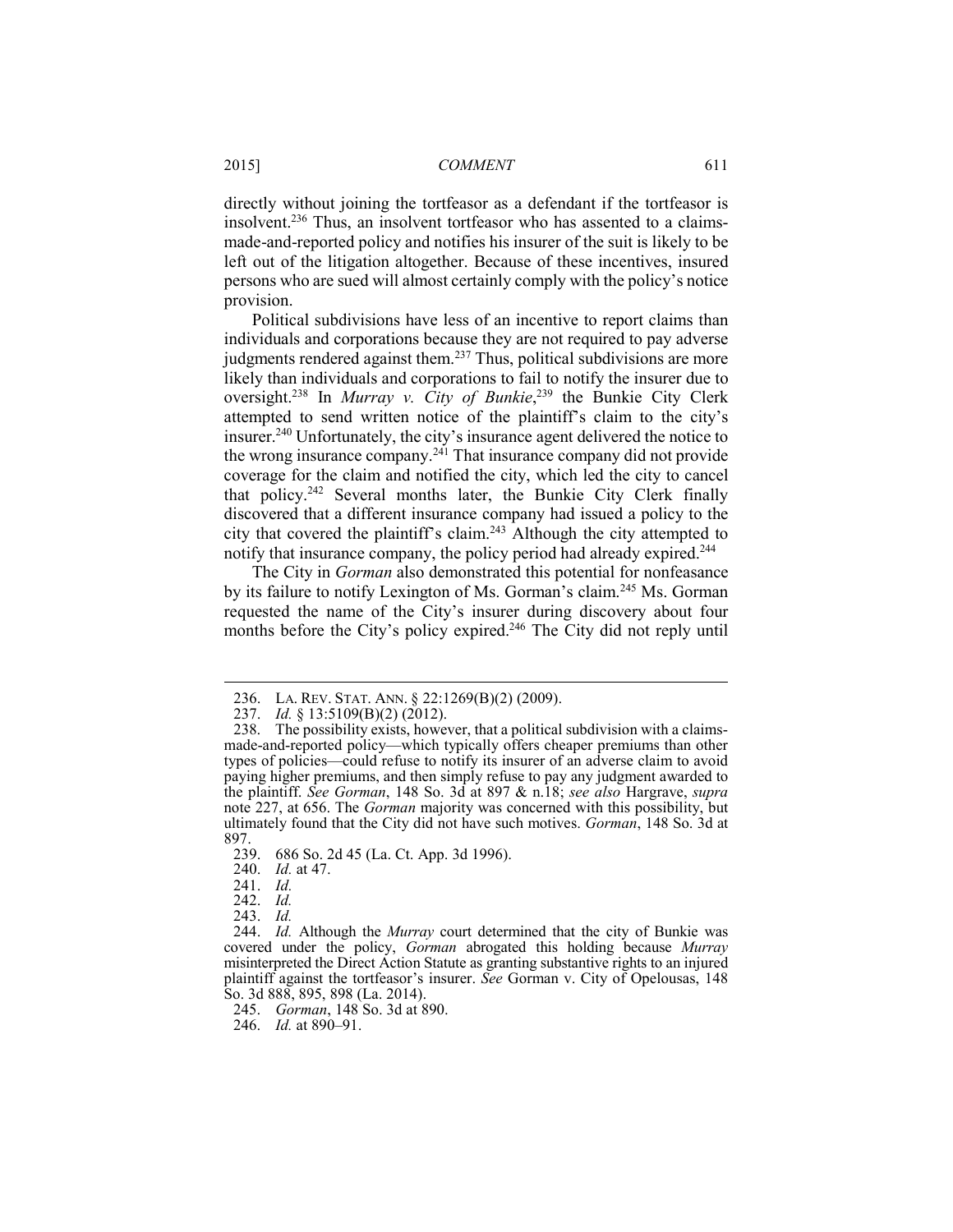directly without joining the tortfeasor as a defendant if the tortfeasor is insolvent.[236] Thus, an insolvent tortfeasor who has assented to a claims-made-and-reported policy and notifies his insurer of the suit is likely to be left out of the litigation altogether. Because of these incentives, insured persons who are sued will almost certainly comply with the policy's notice provision.

Political subdivisions have less of an incentive to report claims than individuals and corporations because they are not required to pay adverse judgments rendered against them.[237] Thus, political subdivisions are more likely than individuals and corporations to fail to notify the insurer due to oversight.[238] In *Murray v. City of Bunkie*,[239] the Bunkie City Clerk attempted to send written notice of the plaintiff's claim to the city's insurer.[240] Unfortunately, the city's insurance agent delivered the notice to the wrong insurance company.[241] That insurance company did not provide coverage for the claim and notified the city, which led the city to cancel that policy.[242] Several months later, the Bunkie City Clerk finally discovered that a different insurance company had issued a policy to the city that covered the plaintiff's claim.[243] Although the city attempted to notify that insurance company, the policy period had already expired.[244]

The City in *Gorman* also demonstrated this potential for nonfeasance by its failure to notify Lexington of Ms. Gorman's claim.[245] Ms. Gorman requested the name of the City's insurer during discovery about four months before the City's policy expired.[246] The City did not reply until

---

236. LA. REV. STAT. ANN. § 22:1269(B)(2) (2009).

237. *Id.* § 13:5109(B)(2) (2012).

238. The possibility exists, however, that a political subdivision with a claims-made-and-reported policy—which typically offers cheaper premiums than other types of policies—could refuse to notify its insurer of an adverse claim to avoid paying higher premiums, and then simply refuse to pay any judgment awarded to the plaintiff. *See Gorman*, 148 So. 3d at 897 & n.18; *see also* Hargrave, *supra* note 227, at 656. The *Gorman* majority was concerned with this possibility, but ultimately found that the City did not have such motives. *Gorman*, 148 So. 3d at 897.

239. 686 So. 2d 45 (La. Ct. App. 3d 1996).

240. *Id.* at 47.

241. *Id.*

242. *Id.*

243. *Id.*

244. *Id.* Although the *Murray* court determined that the city of Bunkie was covered under the policy, *Gorman* abrogated this holding because *Murray* misinterpreted the Direct Action Statute as granting substantive rights to an injured plaintiff against the tortfeasor's insurer. *See* Gorman v. City of Opelousas, 148 So. 3d 888, 895, 898 (La. 2014).

245. *Gorman*, 148 So. 3d at 890.

246. *Id.* at 890–91.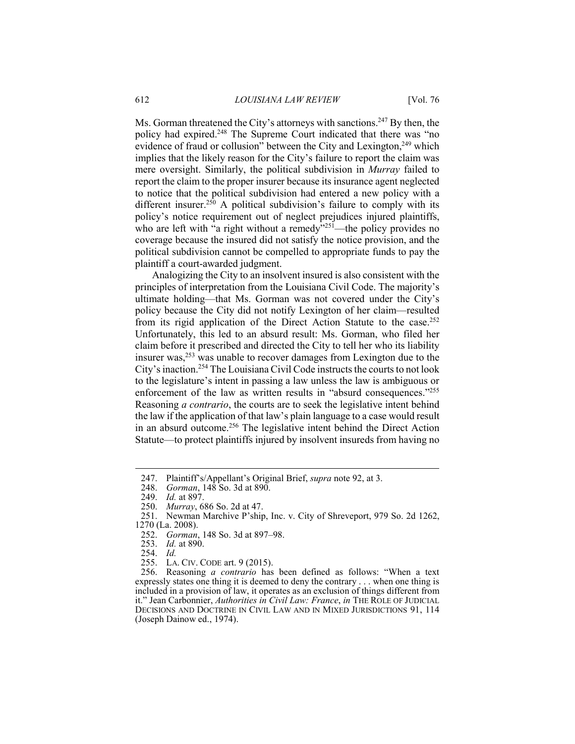Ms. Gorman threatened the City's attorneys with sanctions.[247] By then, the policy had expired.[248] The Supreme Court indicated that there was "no evidence of fraud or collusion" between the City and Lexington,[249] which implies that the likely reason for the City's failure to report the claim was mere oversight. Similarly, the political subdivision in *Murray* failed to report the claim to the proper insurer because its insurance agent neglected to notice that the political subdivision had entered a new policy with a different insurer.[250] A political subdivision's failure to comply with its policy's notice requirement out of neglect prejudices injured plaintiffs, who are left with "a right without a remedy"[251]—the policy provides no coverage because the insured did not satisfy the notice provision, and the political subdivision cannot be compelled to appropriate funds to pay the plaintiff a court-awarded judgment.

Analogizing the City to an insolvent insured is also consistent with the principles of interpretation from the Louisiana Civil Code. The majority's ultimate holding—that Ms. Gorman was not covered under the City's policy because the City did not notify Lexington of her claim—resulted from its rigid application of the Direct Action Statute to the case.[252] Unfortunately, this led to an absurd result: Ms. Gorman, who filed her claim before it prescribed and directed the City to tell her who its liability insurer was,[253] was unable to recover damages from Lexington due to the City's inaction.[254] The Louisiana Civil Code instructs the courts to not look to the legislature's intent in passing a law unless the law is ambiguous or enforcement of the law as written results in "absurd consequences."[255] Reasoning *a contrario*, the courts are to seek the legislative intent behind the law if the application of that law's plain language to a case would result in an absurd outcome.[256] The legislative intent behind the Direct Action Statute—to protect plaintiffs injured by insolvent insureds from having no

247. Plaintiff's/Appellant's Original Brief, *supra* note 92, at 3.

248. *Gorman*, 148 So. 3d at 890.

249. *Id.* at 897.

250. *Murray*, 686 So. 2d at 47.

251. Newman Marchive P'ship, Inc. v. City of Shreveport, 979 So. 2d 1262, 1270 (La. 2008).

252. *Gorman*, 148 So. 3d at 897–98.

253. *Id.* at 890.

254. *Id.*

255. LA. CIV. CODE art. 9 (2015).

256. Reasoning *a contrario* has been defined as follows: "When a text expressly states one thing it is deemed to deny the contrary . . . when one thing is included in a provision of law, it operates as an exclusion of things different from it." Jean Carbonnier, *Authorities in Civil Law: France*, *in* THE ROLE OF JUDICIAL DECISIONS AND DOCTRINE IN CIVIL LAW AND IN MIXED JURISDICTIONS 91, 114 (Joseph Dainow ed., 1974).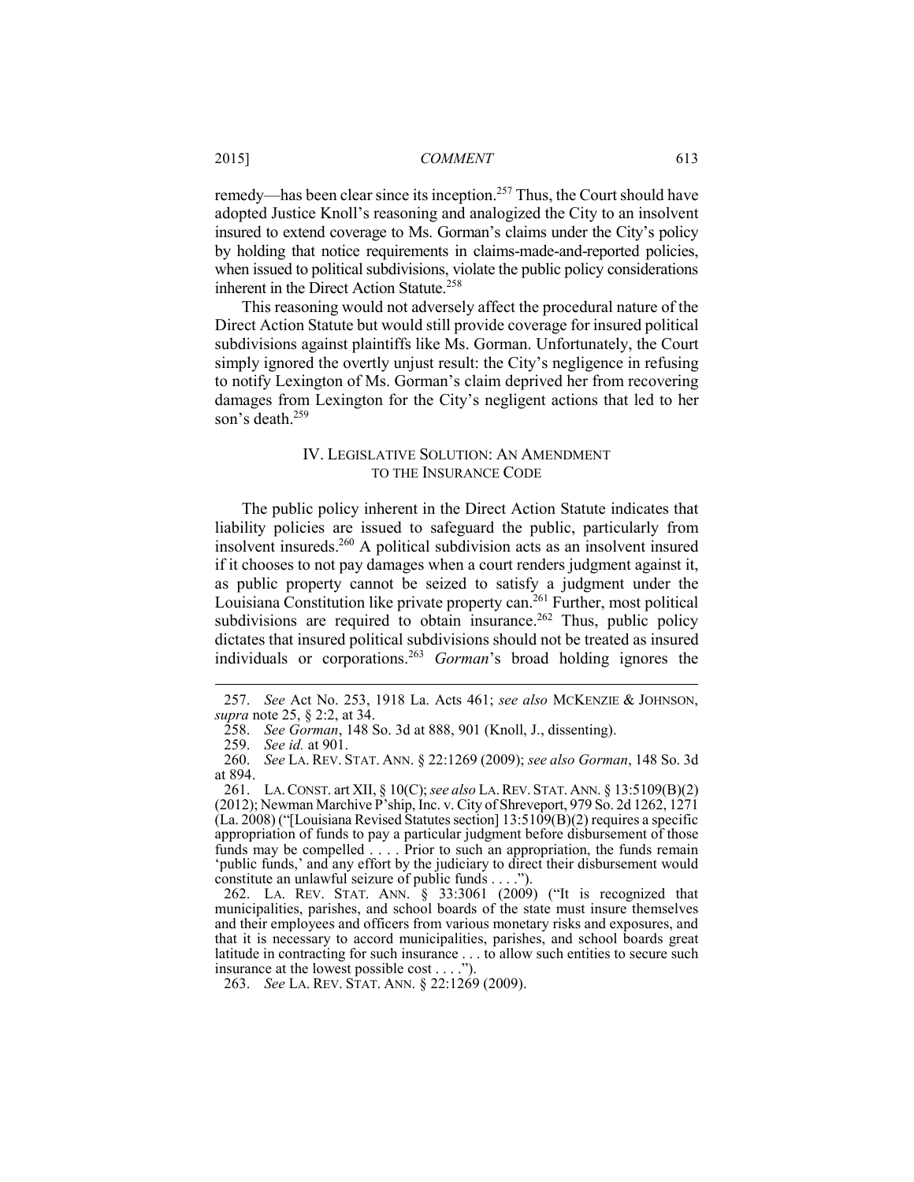remedy—has been clear since its inception.[257] Thus, the Court should have adopted Justice Knoll's reasoning and analogized the City to an insolvent insured to extend coverage to Ms. Gorman's claims under the City's policy by holding that notice requirements in claims-made-and-reported policies, when issued to political subdivisions, violate the public policy considerations inherent in the Direct Action Statute.[258]

This reasoning would not adversely affect the procedural nature of the Direct Action Statute but would still provide coverage for insured political subdivisions against plaintiffs like Ms. Gorman. Unfortunately, the Court simply ignored the overtly unjust result: the City's negligence in refusing to notify Lexington of Ms. Gorman's claim deprived her from recovering damages from Lexington for the City's negligent actions that led to her son's death.[259]

## IV. LEGISLATIVE SOLUTION: AN AMENDMENT TO THE INSURANCE CODE

The public policy inherent in the Direct Action Statute indicates that liability policies are issued to safeguard the public, particularly from insolvent insureds.[260] A political subdivision acts as an insolvent insured if it chooses to not pay damages when a court renders judgment against it, as public property cannot be seized to satisfy a judgment under the Louisiana Constitution like private property can.[261] Further, most political subdivisions are required to obtain insurance.[262] Thus, public policy dictates that insured political subdivisions should not be treated as insured individuals or corporations.[263] *Gorman*'s broad holding ignores the

---

257. *See* Act No. 253, 1918 La. Acts 461; *see also* MCKENZIE & JOHNSON, *supra* note 25, § 2:2, at 34.

258. *See Gorman*, 148 So. 3d at 888, 901 (Knoll, J., dissenting).

259. *See id.* at 901.

260. *See* LA. REV. STAT. ANN. § 22:1269 (2009); *see also Gorman*, 148 So. 3d at 894.

261. LA. CONST. art XII, § 10(C); *see also* LA. REV. STAT. ANN. § 13:5109(B)(2) (2012); Newman Marchive P'ship, Inc. v. City of Shreveport, 979 So. 2d 1262, 1271 (La. 2008) ("[Louisiana Revised Statutes section] 13:5109(B)(2) requires a specific appropriation of funds to pay a particular judgment before disbursement of those funds may be compelled . . . . Prior to such an appropriation, the funds remain 'public funds,' and any effort by the judiciary to direct their disbursement would constitute an unlawful seizure of public funds . . . .").

262. LA. REV. STAT. ANN. § 33:3061 (2009) ("It is recognized that municipalities, parishes, and school boards of the state must insure themselves and their employees and officers from various monetary risks and exposures, and that it is necessary to accord municipalities, parishes, and school boards great latitude in contracting for such insurance . . . to allow such entities to secure such insurance at the lowest possible cost . . . .").

263. *See* LA. REV. STAT. ANN. § 22:1269 (2009).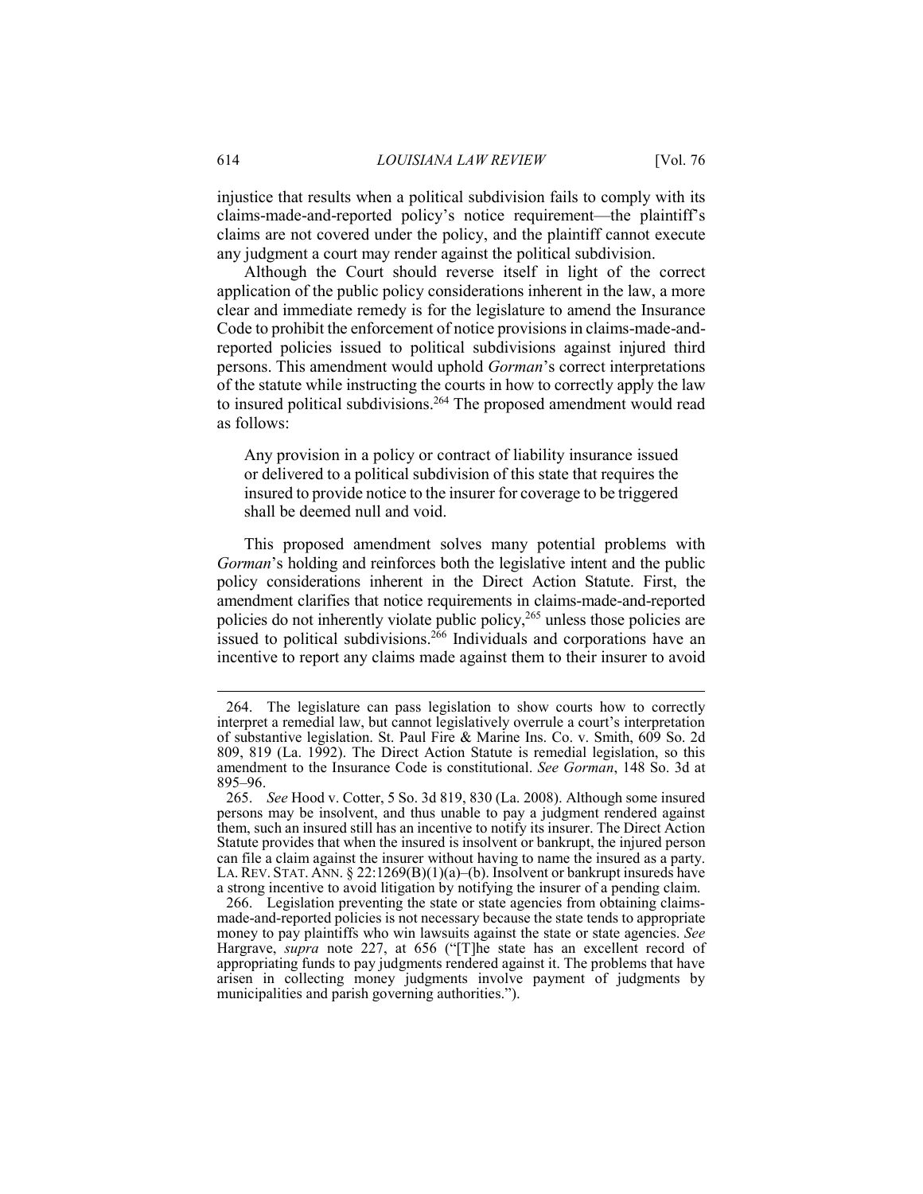injustice that results when a political subdivision fails to comply with its claims-made-and-reported policy's notice requirement—the plaintiff's claims are not covered under the policy, and the plaintiff cannot execute any judgment a court may render against the political subdivision.

Although the Court should reverse itself in light of the correct application of the public policy considerations inherent in the law, a more clear and immediate remedy is for the legislature to amend the Insurance Code to prohibit the enforcement of notice provisions in claims-made-and-reported policies issued to political subdivisions against injured third persons. This amendment would uphold *Gorman*'s correct interpretations of the statute while instructing the courts in how to correctly apply the law to insured political subdivisions.[264] The proposed amendment would read as follows:

> Any provision in a policy or contract of liability insurance issued or delivered to a political subdivision of this state that requires the insured to provide notice to the insurer for coverage to be triggered shall be deemed null and void.

This proposed amendment solves many potential problems with *Gorman*'s holding and reinforces both the legislative intent and the public policy considerations inherent in the Direct Action Statute. First, the amendment clarifies that notice requirements in claims-made-and-reported policies do not inherently violate public policy,[265] unless those policies are issued to political subdivisions.[266] Individuals and corporations have an incentive to report any claims made against them to their insurer to avoid

---

264. The legislature can pass legislation to show courts how to correctly interpret a remedial law, but cannot legislatively overrule a court's interpretation of substantive legislation. St. Paul Fire & Marine Ins. Co. v. Smith, 609 So. 2d 809, 819 (La. 1992). The Direct Action Statute is remedial legislation, so this amendment to the Insurance Code is constitutional. *See Gorman*, 148 So. 3d at 895–96.

265. *See* Hood v. Cotter, 5 So. 3d 819, 830 (La. 2008). Although some insured persons may be insolvent, and thus unable to pay a judgment rendered against them, such an insured still has an incentive to notify its insurer. The Direct Action Statute provides that when the insured is insolvent or bankrupt, the injured person can file a claim against the insurer without having to name the insured as a party. LA. REV. STAT. ANN. § 22:1269(B)(1)(a)–(b). Insolvent or bankrupt insureds have a strong incentive to avoid litigation by notifying the insurer of a pending claim.

266. Legislation preventing the state or state agencies from obtaining claims-made-and-reported policies is not necessary because the state tends to appropriate money to pay plaintiffs who win lawsuits against the state or state agencies. *See* Hargrave, *supra* note 227, at 656 ("[T]he state has an excellent record of appropriating funds to pay judgments rendered against it. The problems that have arisen in collecting money judgments involve payment of judgments by municipalities and parish governing authorities.").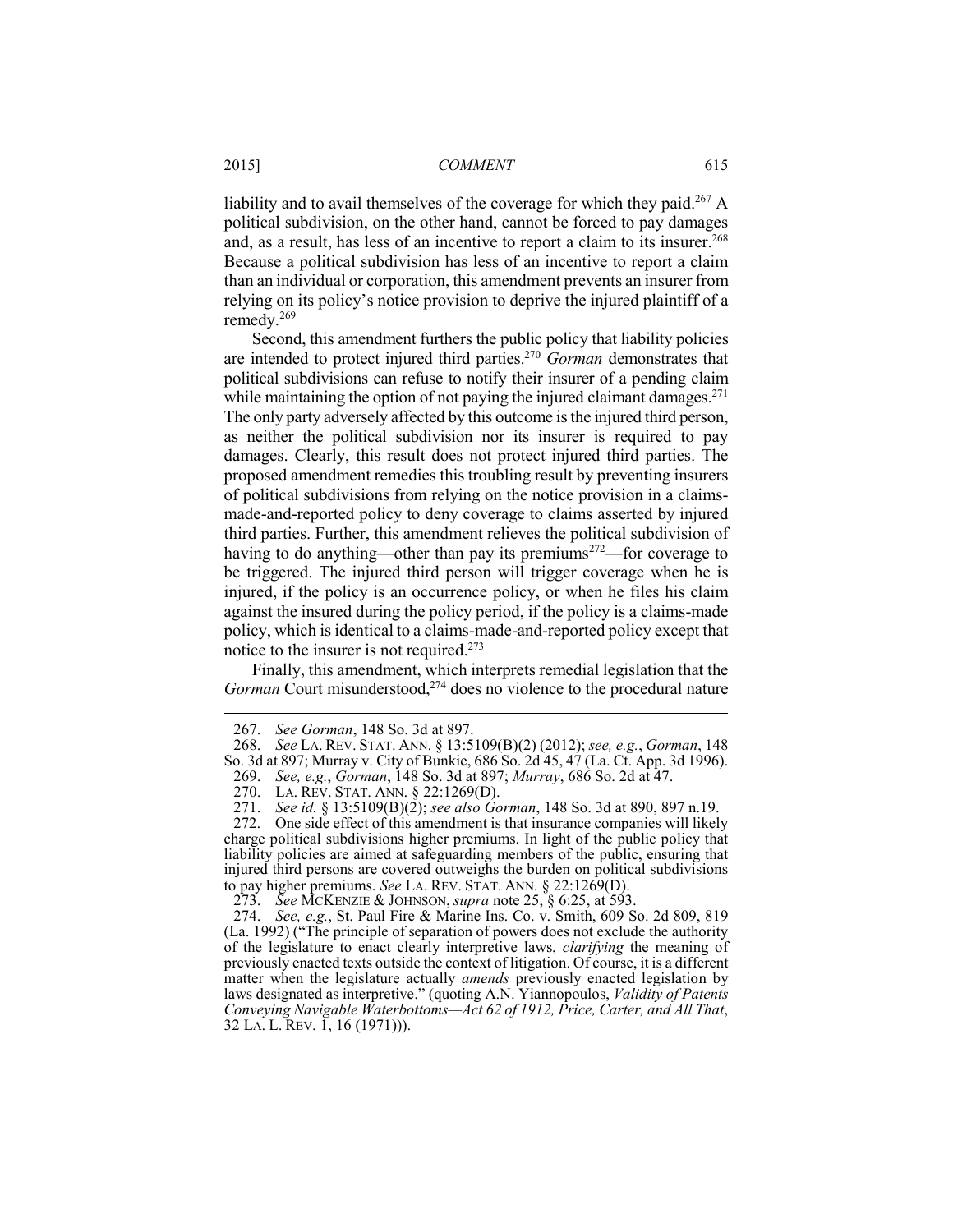liability and to avail themselves of the coverage for which they paid.[267] A political subdivision, on the other hand, cannot be forced to pay damages and, as a result, has less of an incentive to report a claim to its insurer.[268] Because a political subdivision has less of an incentive to report a claim than an individual or corporation, this amendment prevents an insurer from relying on its policy's notice provision to deprive the injured plaintiff of a remedy.[269]

Second, this amendment furthers the public policy that liability policies are intended to protect injured third parties.[270] *Gorman* demonstrates that political subdivisions can refuse to notify their insurer of a pending claim while maintaining the option of not paying the injured claimant damages.[271] The only party adversely affected by this outcome is the injured third person, as neither the political subdivision nor its insurer is required to pay damages. Clearly, this result does not protect injured third parties. The proposed amendment remedies this troubling result by preventing insurers of political subdivisions from relying on the notice provision in a claims-made-and-reported policy to deny coverage to claims asserted by injured third parties. Further, this amendment relieves the political subdivision of having to do anything—other than pay its premiums[272]—for coverage to be triggered. The injured third person will trigger coverage when he is injured, if the policy is an occurrence policy, or when he files his claim against the insured during the policy period, if the policy is a claims-made policy, which is identical to a claims-made-and-reported policy except that notice to the insurer is not required.[273]

Finally, this amendment, which interprets remedial legislation that the *Gorman* Court misunderstood,[274] does no violence to the procedural nature

---

267. *See Gorman*, 148 So. 3d at 897.

268. *See* LA. REV. STAT. ANN. § 13:5109(B)(2) (2012); *see, e.g.*, *Gorman*, 148 So. 3d at 897; Murray v. City of Bunkie, 686 So. 2d 45, 47 (La. Ct. App. 3d 1996).

269. *See, e.g.*, *Gorman*, 148 So. 3d at 897; *Murray*, 686 So. 2d at 47.

270. LA. REV. STAT. ANN. § 22:1269(D).

271. *See id.* § 13:5109(B)(2); *see also Gorman*, 148 So. 3d at 890, 897 n.19.

272. One side effect of this amendment is that insurance companies will likely charge political subdivisions higher premiums. In light of the public policy that liability policies are aimed at safeguarding members of the public, ensuring that injured third persons are covered outweighs the burden on political subdivisions to pay higher premiums. *See* LA. REV. STAT. ANN. § 22:1269(D).

273. *See* MCKENZIE & JOHNSON, *supra* note 25, § 6:25, at 593.

274. *See, e.g.*, St. Paul Fire & Marine Ins. Co. v. Smith, 609 So. 2d 809, 819 (La. 1992) ("The principle of separation of powers does not exclude the authority of the legislature to enact clearly interpretive laws, *clarifying* the meaning of previously enacted texts outside the context of litigation. Of course, it is a different matter when the legislature actually *amends* previously enacted legislation by laws designated as interpretive." (quoting A.N. Yiannopoulos, *Validity of Patents Conveying Navigable Waterbottoms—Act 62 of 1912, Price, Carter, and All That*, 32 LA. L. REV. 1, 16 (1971))).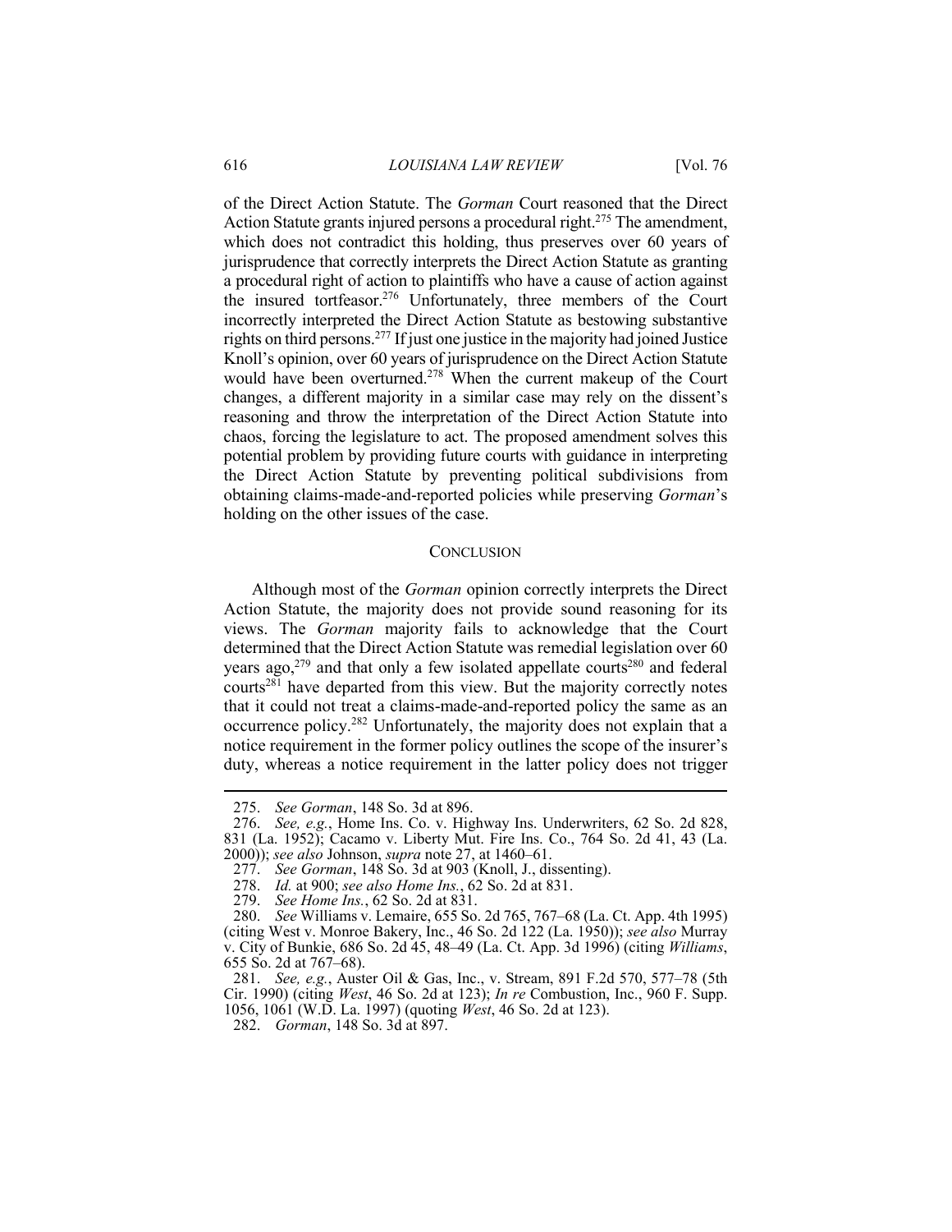of the Direct Action Statute. The *Gorman* Court reasoned that the Direct Action Statute grants injured persons a procedural right.[275] The amendment, which does not contradict this holding, thus preserves over 60 years of jurisprudence that correctly interprets the Direct Action Statute as granting a procedural right of action to plaintiffs who have a cause of action against the insured tortfeasor.[276] Unfortunately, three members of the Court incorrectly interpreted the Direct Action Statute as bestowing substantive rights on third persons.[277] If just one justice in the majority had joined Justice Knoll's opinion, over 60 years of jurisprudence on the Direct Action Statute would have been overturned.[278] When the current makeup of the Court changes, a different majority in a similar case may rely on the dissent's reasoning and throw the interpretation of the Direct Action Statute into chaos, forcing the legislature to act. The proposed amendment solves this potential problem by providing future courts with guidance in interpreting the Direct Action Statute by preventing political subdivisions from obtaining claims-made-and-reported policies while preserving *Gorman*'s holding on the other issues of the case.

## CONCLUSION

Although most of the *Gorman* opinion correctly interprets the Direct Action Statute, the majority does not provide sound reasoning for its views. The *Gorman* majority fails to acknowledge that the Court determined that the Direct Action Statute was remedial legislation over 60 years ago,[279] and that only a few isolated appellate courts[280] and federal courts[281] have departed from this view. But the majority correctly notes that it could not treat a claims-made-and-reported policy the same as an occurrence policy.[282] Unfortunately, the majority does not explain that a notice requirement in the former policy outlines the scope of the insurer's duty, whereas a notice requirement in the latter policy does not trigger

---

275. *See Gorman*, 148 So. 3d at 896.

276. *See, e.g.*, Home Ins. Co. v. Highway Ins. Underwriters, 62 So. 2d 828, 831 (La. 1952); Cacamo v. Liberty Mut. Fire Ins. Co., 764 So. 2d 41, 43 (La. 2000)); *see also* Johnson, *supra* note 27, at 1460–61.

277. *See Gorman*, 148 So. 3d at 903 (Knoll, J., dissenting).

278. *Id.* at 900; *see also Home Ins.*, 62 So. 2d at 831.

279. *See Home Ins.*, 62 So. 2d at 831.

280. *See* Williams v. Lemaire, 655 So. 2d 765, 767–68 (La. Ct. App. 4th 1995) (citing West v. Monroe Bakery, Inc., 46 So. 2d 122 (La. 1950)); *see also* Murray v. City of Bunkie, 686 So. 2d 45, 48–49 (La. Ct. App. 3d 1996) (citing *Williams*, 655 So. 2d at 767–68).

281. *See, e.g.*, Auster Oil & Gas, Inc., v. Stream, 891 F.2d 570, 577–78 (5th Cir. 1990) (citing *West*, 46 So. 2d at 123); *In re* Combustion, Inc., 960 F. Supp. 1056, 1061 (W.D. La. 1997) (quoting *West*, 46 So. 2d at 123).

282. *Gorman*, 148 So. 3d at 897.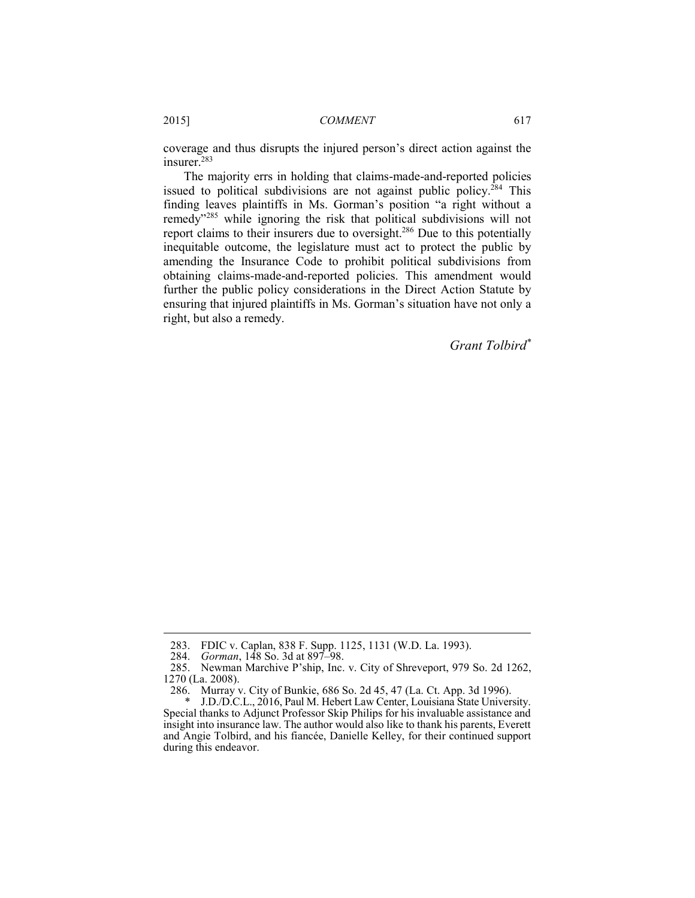coverage and thus disrupts the injured person's direct action against the insurer.[283]

The majority errs in holding that claims-made-and-reported policies issued to political subdivisions are not against public policy.[284] This finding leaves plaintiffs in Ms. Gorman's position "a right without a remedy"[285] while ignoring the risk that political subdivisions will not report claims to their insurers due to oversight.[286] Due to this potentially inequitable outcome, the legislature must act to protect the public by amending the Insurance Code to prohibit political subdivisions from obtaining claims-made-and-reported policies. This amendment would further the public policy considerations in the Direct Action Statute by ensuring that injured plaintiffs in Ms. Gorman's situation have not only a right, but also a remedy.

*Grant Tolbird*[*]

---

283. FDIC v. Caplan, 838 F. Supp. 1125, 1131 (W.D. La. 1993).

284. *Gorman*, 148 So. 3d at 897–98.

285. Newman Marchive P'ship, Inc. v. City of Shreveport, 979 So. 2d 1262, 1270 (La. 2008).

286. Murray v. City of Bunkie, 686 So. 2d 45, 47 (La. Ct. App. 3d 1996).

\* J.D./D.C.L., 2016, Paul M. Hebert Law Center, Louisiana State University. Special thanks to Adjunct Professor Skip Philips for his invaluable assistance and insight into insurance law. The author would also like to thank his parents, Everett and Angie Tolbird, and his fiancée, Danielle Kelley, for their continued support during this endeavor.